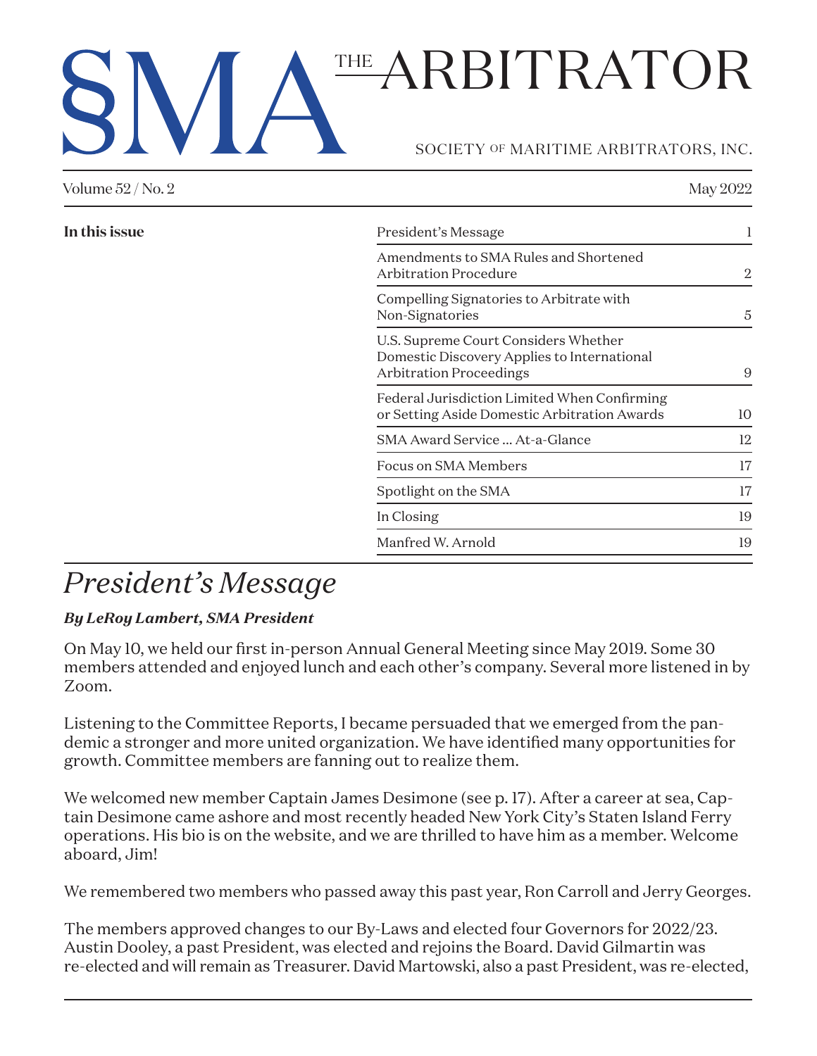# SMA THE ARBITRATOR

SOCIETY OF MARITIME ARBITRATORS, INC.

Volume 52 / No. 2 May 2022

**In this issue**

| | |
|---|---|
| President's Message | 1 |
| Amendments to SMA Rules and Shortened Arbitration Procedure | 2 |
| Compelling Signatories to Arbitrate with Non-Signatories | 5 |
| U.S. Supreme Court Considers Whether Domestic Discovery Applies to International Arbitration Proceedings | 9 |
| Federal Jurisdiction Limited When Confirming or Setting Aside Domestic Arbitration Awards | 10 |
| SMA Award Service ... At-a-Glance | 12 |
| Focus on SMA Members | 17 |
| Spotlight on the SMA | 17 |
| In Closing | 19 |
| Manfred W. Arnold | 19 |

## *President's Message*

***By LeRoy Lambert, SMA President***

On May 10, we held our first in-person Annual General Meeting since May 2019. Some 30 members attended and enjoyed lunch and each other's company. Several more listened in by Zoom.

Listening to the Committee Reports, I became persuaded that we emerged from the pandemic a stronger and more united organization. We have identified many opportunities for growth. Committee members are fanning out to realize them.

We welcomed new member Captain James Desimone (see p. 17). After a career at sea, Captain Desimone came ashore and most recently headed New York City's Staten Island Ferry operations. His bio is on the website, and we are thrilled to have him as a member. Welcome aboard, Jim!

We remembered two members who passed away this past year, Ron Carroll and Jerry Georges.

The members approved changes to our By-Laws and elected four Governors for 2022/23. Austin Dooley, a past President, was elected and rejoins the Board. David Gilmartin was re-elected and will remain as Treasurer. David Martowski, also a past President, was re-elected,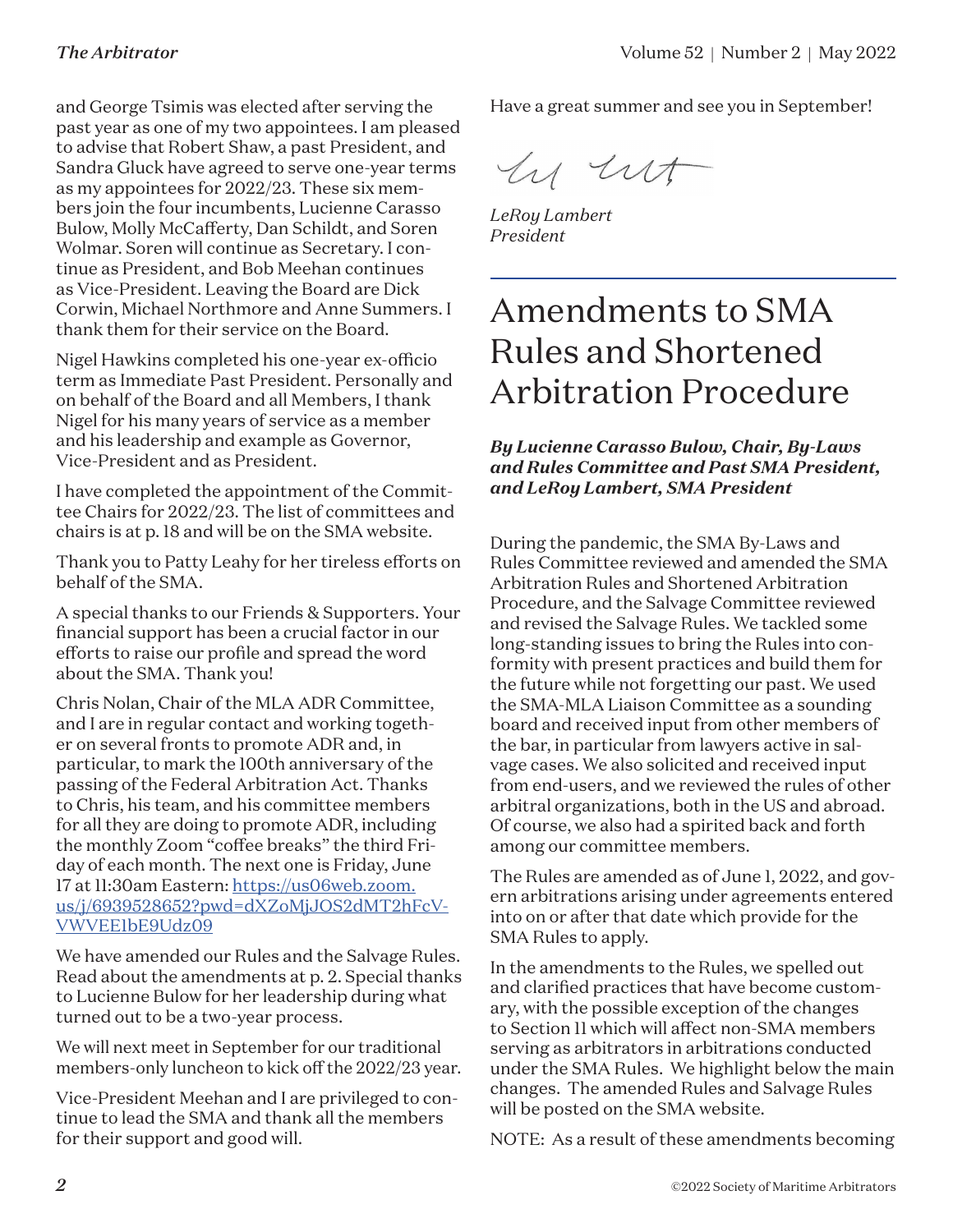and George Tsimis was elected after serving the past year as one of my two appointees. I am pleased to advise that Robert Shaw, a past President, and Sandra Gluck have agreed to serve one-year terms as my appointees for 2022/23. These six members join the four incumbents, Lucienne Carasso Bulow, Molly McCafferty, Dan Schildt, and Soren Wolmar. Soren will continue as Secretary. I continue as President, and Bob Meehan continues as Vice-President. Leaving the Board are Dick Corwin, Michael Northmore and Anne Summers. I thank them for their service on the Board.

Nigel Hawkins completed his one-year ex-officio term as Immediate Past President. Personally and on behalf of the Board and all Members, I thank Nigel for his many years of service as a member and his leadership and example as Governor, Vice-President and as President.

I have completed the appointment of the Committee Chairs for 2022/23. The list of committees and chairs is at p. 18 and will be on the SMA website.

Thank you to Patty Leahy for her tireless efforts on behalf of the SMA.

A special thanks to our Friends & Supporters. Your financial support has been a crucial factor in our efforts to raise our profile and spread the word about the SMA. Thank you!

Chris Nolan, Chair of the MLA ADR Committee, and I are in regular contact and working together on several fronts to promote ADR and, in particular, to mark the 100th anniversary of the passing of the Federal Arbitration Act. Thanks to Chris, his team, and his committee members for all they are doing to promote ADR, including the monthly Zoom "coffee breaks" the third Friday of each month. The next one is Friday, June 17 at 11:30am Eastern: https://us06web.zoom.us/j/6939528652?pwd=dXZoMjJOS2dMT2hFcVVWVEE1bE9Udz09

We have amended our Rules and the Salvage Rules. Read about the amendments at p. 2. Special thanks to Lucienne Bulow for her leadership during what turned out to be a two-year process.

We will next meet in September for our traditional members-only luncheon to kick off the 2022/23 year.

Vice-President Meehan and I are privileged to continue to lead the SMA and thank all the members for their support and good will.

Have a great summer and see you in September!

*LeRoy Lambert*
*President*

# Amendments to SMA Rules and Shortened Arbitration Procedure

***By Lucienne Carasso Bulow, Chair, By-Laws and Rules Committee and Past SMA President, and LeRoy Lambert, SMA President***

During the pandemic, the SMA By-Laws and Rules Committee reviewed and amended the SMA Arbitration Rules and Shortened Arbitration Procedure, and the Salvage Committee reviewed and revised the Salvage Rules. We tackled some long-standing issues to bring the Rules into conformity with present practices and build them for the future while not forgetting our past. We used the SMA-MLA Liaison Committee as a sounding board and received input from other members of the bar, in particular from lawyers active in salvage cases. We also solicited and received input from end-users, and we reviewed the rules of other arbitral organizations, both in the US and abroad. Of course, we also had a spirited back and forth among our committee members.

The Rules are amended as of June 1, 2022, and govern arbitrations arising under agreements entered into on or after that date which provide for the SMA Rules to apply.

In the amendments to the Rules, we spelled out and clarified practices that have become customary, with the possible exception of the changes to Section 11 which will affect non-SMA members serving as arbitrators in arbitrations conducted under the SMA Rules. We highlight below the main changes. The amended Rules and Salvage Rules will be posted on the SMA website.

NOTE: As a result of these amendments becoming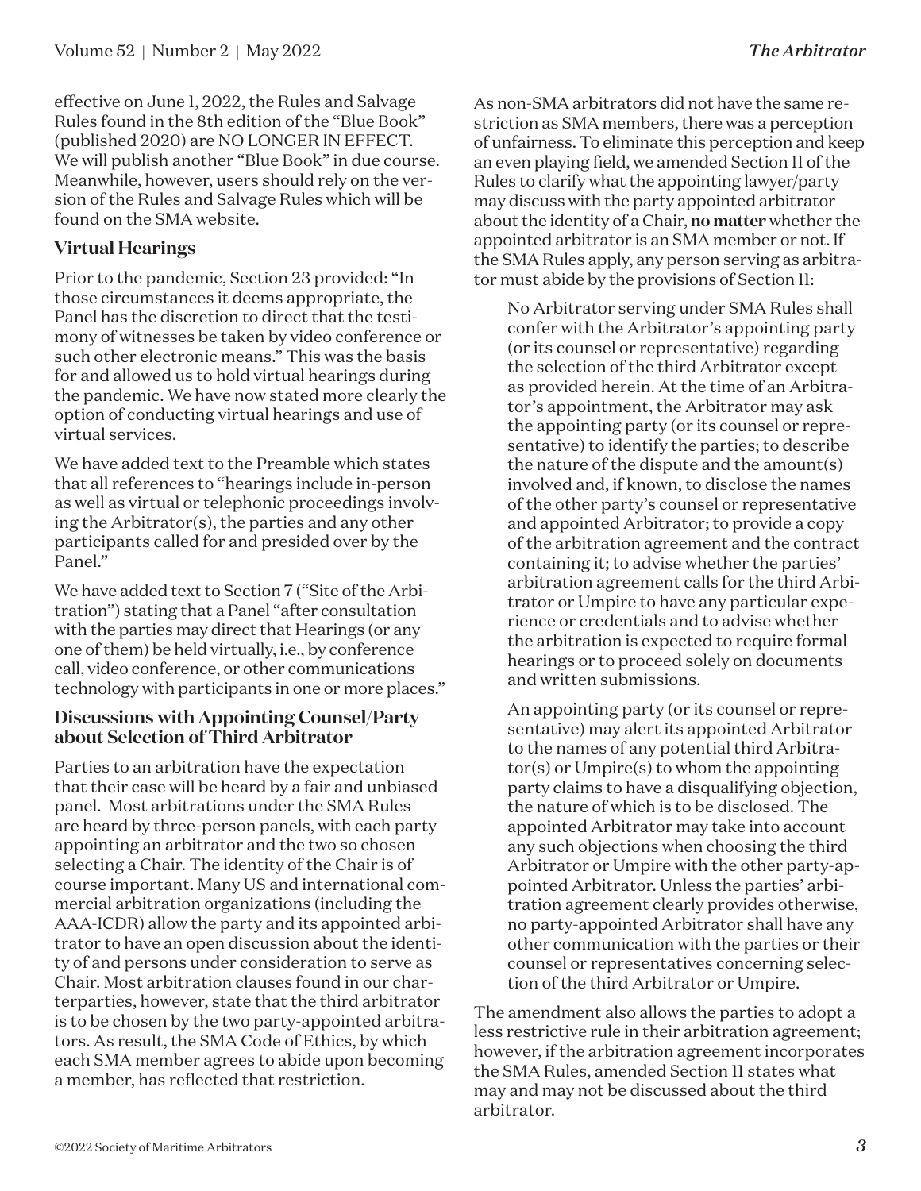effective on June 1, 2022, the Rules and Salvage Rules found in the 8th edition of the "Blue Book" (published 2020) are NO LONGER IN EFFECT. We will publish another "Blue Book" in due course. Meanwhile, however, users should rely on the version of the Rules and Salvage Rules which will be found on the SMA website.

### Virtual Hearings

Prior to the pandemic, Section 23 provided: "In those circumstances it deems appropriate, the Panel has the discretion to direct that the testimony of witnesses be taken by video conference or such other electronic means." This was the basis for and allowed us to hold virtual hearings during the pandemic. We have now stated more clearly the option of conducting virtual hearings and use of virtual services.

We have added text to the Preamble which states that all references to "hearings include in-person as well as virtual or telephonic proceedings involving the Arbitrator(s), the parties and any other participants called for and presided over by the Panel."

We have added text to Section 7 ("Site of the Arbitration") stating that a Panel "after consultation with the parties may direct that Hearings (or any one of them) be held virtually, i.e., by conference call, video conference, or other communications technology with participants in one or more places."

### Discussions with Appointing Counsel/Party about Selection of Third Arbitrator

Parties to an arbitration have the expectation that their case will be heard by a fair and unbiased panel. Most arbitrations under the SMA Rules are heard by three-person panels, with each party appointing an arbitrator and the two so chosen selecting a Chair. The identity of the Chair is of course important. Many US and international commercial arbitration organizations (including the AAA-ICDR) allow the party and its appointed arbitrator to have an open discussion about the identity of and persons under consideration to serve as Chair. Most arbitration clauses found in our charterparties, however, state that the third arbitrator is to be chosen by the two party-appointed arbitrators. As result, the SMA Code of Ethics, by which each SMA member agrees to abide upon becoming a member, has reflected that restriction.

As non-SMA arbitrators did not have the same restriction as SMA members, there was a perception of unfairness. To eliminate this perception and keep an even playing field, we amended Section 11 of the Rules to clarify what the appointing lawyer/party may discuss with the party appointed arbitrator about the identity of a Chair, **no matter** whether the appointed arbitrator is an SMA member or not. If the SMA Rules apply, any person serving as arbitrator must abide by the provisions of Section 11:

> No Arbitrator serving under SMA Rules shall confer with the Arbitrator's appointing party (or its counsel or representative) regarding the selection of the third Arbitrator except as provided herein. At the time of an Arbitrator's appointment, the Arbitrator may ask the appointing party (or its counsel or representative) to identify the parties; to describe the nature of the dispute and the amount(s) involved and, if known, to disclose the names of the other party's counsel or representative and appointed Arbitrator; to provide a copy of the arbitration agreement and the contract containing it; to advise whether the parties' arbitration agreement calls for the third Arbitrator or Umpire to have any particular experience or credentials and to advise whether the arbitration is expected to require formal hearings or to proceed solely on documents and written submissions.
>
> An appointing party (or its counsel or representative) may alert its appointed Arbitrator to the names of any potential third Arbitrator(s) or Umpire(s) to whom the appointing party claims to have a disqualifying objection, the nature of which is to be disclosed. The appointed Arbitrator may take into account any such objections when choosing the third Arbitrator or Umpire with the other party-appointed Arbitrator. Unless the parties' arbitration agreement clearly provides otherwise, no party-appointed Arbitrator shall have any other communication with the parties or their counsel or representatives concerning selection of the third Arbitrator or Umpire.

The amendment also allows the parties to adopt a less restrictive rule in their arbitration agreement; however, if the arbitration agreement incorporates the SMA Rules, amended Section 11 states what may and may not be discussed about the third arbitrator.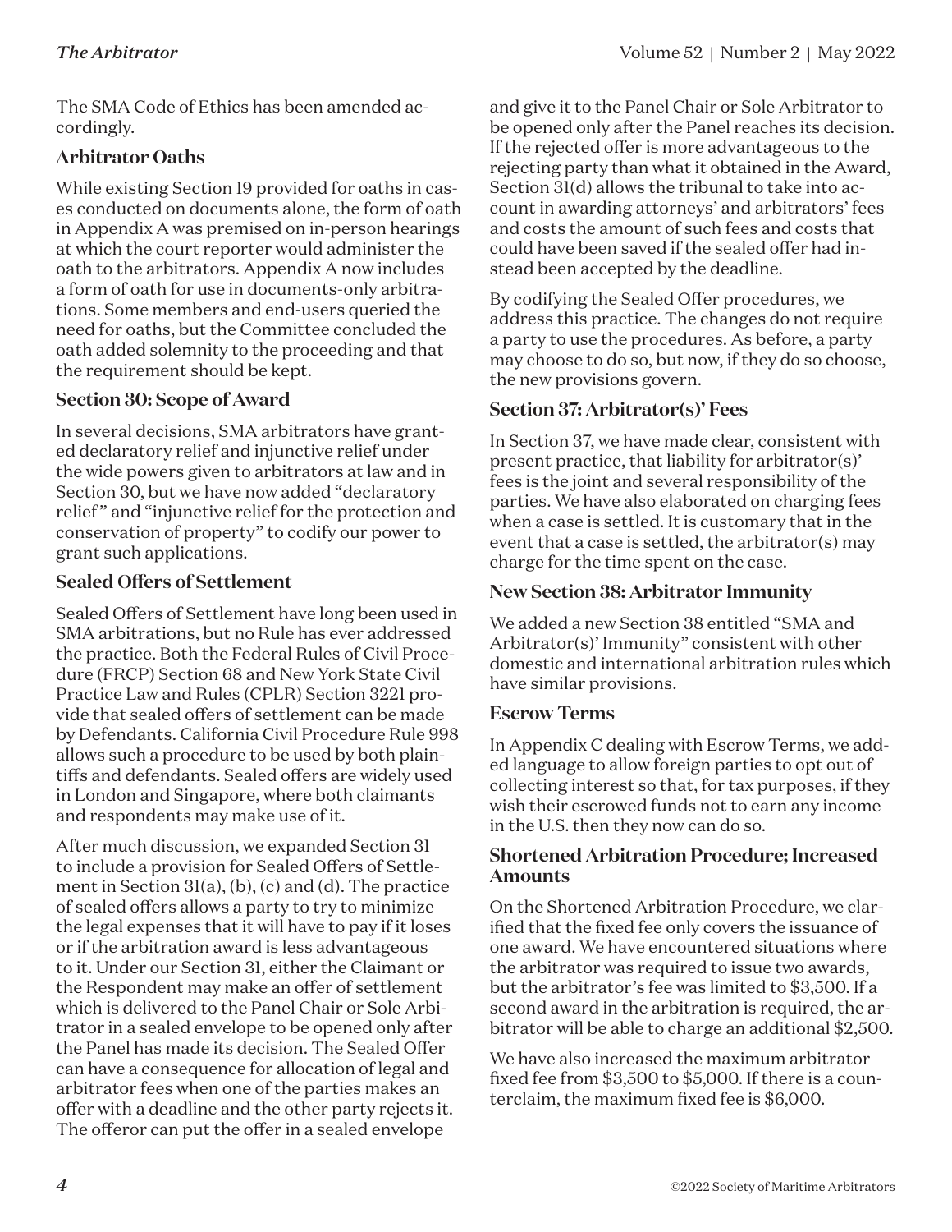The SMA Code of Ethics has been amended accordingly.

### Arbitrator Oaths

While existing Section 19 provided for oaths in cases conducted on documents alone, the form of oath in Appendix A was premised on in-person hearings at which the court reporter would administer the oath to the arbitrators. Appendix A now includes a form of oath for use in documents-only arbitrations. Some members and end-users queried the need for oaths, but the Committee concluded the oath added solemnity to the proceeding and that the requirement should be kept.

### Section 30: Scope of Award

In several decisions, SMA arbitrators have granted declaratory relief and injunctive relief under the wide powers given to arbitrators at law and in Section 30, but we have now added "declaratory relief" and "injunctive relief for the protection and conservation of property" to codify our power to grant such applications.

### Sealed Offers of Settlement

Sealed Offers of Settlement have long been used in SMA arbitrations, but no Rule has ever addressed the practice. Both the Federal Rules of Civil Procedure (FRCP) Section 68 and New York State Civil Practice Law and Rules (CPLR) Section 3221 provide that sealed offers of settlement can be made by Defendants. California Civil Procedure Rule 998 allows such a procedure to be used by both plaintiffs and defendants. Sealed offers are widely used in London and Singapore, where both claimants and respondents may make use of it.

After much discussion, we expanded Section 31 to include a provision for Sealed Offers of Settlement in Section 31(a), (b), (c) and (d). The practice of sealed offers allows a party to try to minimize the legal expenses that it will have to pay if it loses or if the arbitration award is less advantageous to it. Under our Section 31, either the Claimant or the Respondent may make an offer of settlement which is delivered to the Panel Chair or Sole Arbitrator in a sealed envelope to be opened only after the Panel has made its decision. The Sealed Offer can have a consequence for allocation of legal and arbitrator fees when one of the parties makes an offer with a deadline and the other party rejects it. The offeror can put the offer in a sealed envelope and give it to the Panel Chair or Sole Arbitrator to be opened only after the Panel reaches its decision. If the rejected offer is more advantageous to the rejecting party than what it obtained in the Award, Section 31(d) allows the tribunal to take into account in awarding attorneys' and arbitrators' fees and costs the amount of such fees and costs that could have been saved if the sealed offer had instead been accepted by the deadline.

By codifying the Sealed Offer procedures, we address this practice. The changes do not require a party to use the procedures. As before, a party may choose to do so, but now, if they do so choose, the new provisions govern.

### Section 37: Arbitrator(s)' Fees

In Section 37, we have made clear, consistent with present practice, that liability for arbitrator(s)' fees is the joint and several responsibility of the parties. We have also elaborated on charging fees when a case is settled. It is customary that in the event that a case is settled, the arbitrator(s) may charge for the time spent on the case.

### New Section 38: Arbitrator Immunity

We added a new Section 38 entitled "SMA and Arbitrator(s)' Immunity" consistent with other domestic and international arbitration rules which have similar provisions.

### Escrow Terms

In Appendix C dealing with Escrow Terms, we added language to allow foreign parties to opt out of collecting interest so that, for tax purposes, if they wish their escrowed funds not to earn any income in the U.S. then they now can do so.

### Shortened Arbitration Procedure; Increased Amounts

On the Shortened Arbitration Procedure, we clarified that the fixed fee only covers the issuance of one award. We have encountered situations where the arbitrator was required to issue two awards, but the arbitrator's fee was limited to $3,500. If a second award in the arbitration is required, the arbitrator will be able to charge an additional $2,500.

We have also increased the maximum arbitrator fixed fee from $3,500 to $5,000. If there is a counterclaim, the maximum fixed fee is $6,000.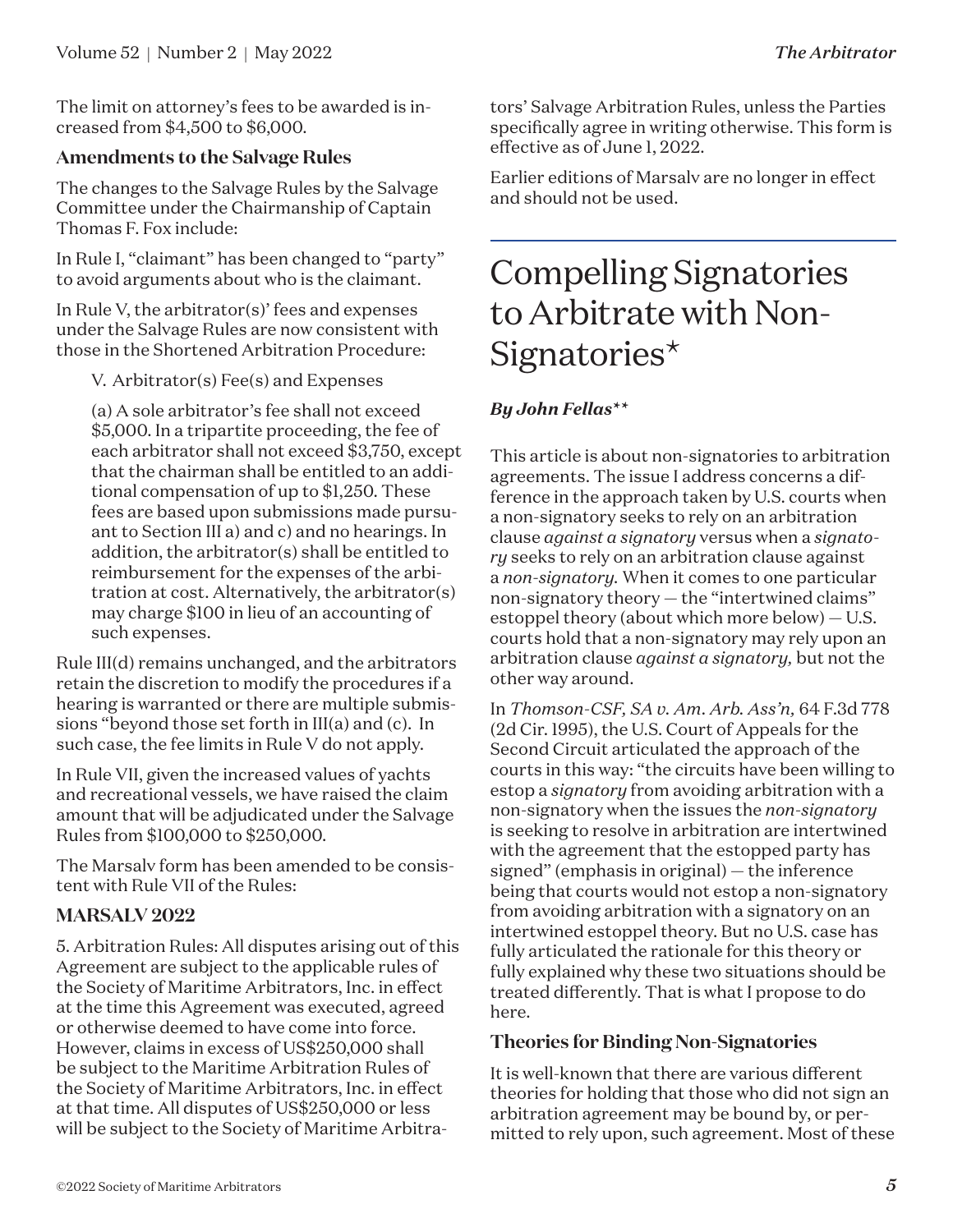The limit on attorney's fees to be awarded is increased from $4,500 to $6,000.

### Amendments to the Salvage Rules

The changes to the Salvage Rules by the Salvage Committee under the Chairmanship of Captain Thomas F. Fox include:

In Rule I, "claimant" has been changed to "party" to avoid arguments about who is the claimant.

In Rule V, the arbitrator(s)' fees and expenses under the Salvage Rules are now consistent with those in the Shortened Arbitration Procedure:

> V. Arbitrator(s) Fee(s) and Expenses
>
> (a) A sole arbitrator's fee shall not exceed $5,000. In a tripartite proceeding, the fee of each arbitrator shall not exceed $3,750, except that the chairman shall be entitled to an additional compensation of up to $1,250. These fees are based upon submissions made pursuant to Section III a) and c) and no hearings. In addition, the arbitrator(s) shall be entitled to reimbursement for the expenses of the arbitration at cost. Alternatively, the arbitrator(s) may charge $100 in lieu of an accounting of such expenses.

Rule III(d) remains unchanged, and the arbitrators retain the discretion to modify the procedures if a hearing is warranted or there are multiple submissions "beyond those set forth in III(a) and (c). In such case, the fee limits in Rule V do not apply.

In Rule VII, given the increased values of yachts and recreational vessels, we have raised the claim amount that will be adjudicated under the Salvage Rules from $100,000 to $250,000.

The Marsalv form has been amended to be consistent with Rule VII of the Rules:

### MARSALV 2022

5. Arbitration Rules: All disputes arising out of this Agreement are subject to the applicable rules of the Society of Maritime Arbitrators, Inc. in effect at the time this Agreement was executed, agreed or otherwise deemed to have come into force. However, claims in excess of US$250,000 shall be subject to the Maritime Arbitration Rules of the Society of Maritime Arbitrators, Inc. in effect at that time. All disputes of US$250,000 or less will be subject to the Society of Maritime Arbitrators' Salvage Arbitration Rules, unless the Parties specifically agree in writing otherwise. This form is effective as of June 1, 2022.

Earlier editions of Marsalv are no longer in effect and should not be used.

# Compelling Signatories to Arbitrate with Non-Signatories*

***By John Fellas\*\****

This article is about non-signatories to arbitration agreements. The issue I address concerns a difference in the approach taken by U.S. courts when a non-signatory seeks to rely on an arbitration clause *against a signatory* versus when a *signatory* seeks to rely on an arbitration clause against a *non-signatory.* When it comes to one particular non-signatory theory — the "intertwined claims" estoppel theory (about which more below) — U.S. courts hold that a non-signatory may rely upon an arbitration clause *against a signatory,* but not the other way around.

In *Thomson-CSF, SA v. Am. Arb. Ass'n,* 64 F.3d 778 (2d Cir. 1995), the U.S. Court of Appeals for the Second Circuit articulated the approach of the courts in this way: "the circuits have been willing to estop a *signatory* from avoiding arbitration with a non-signatory when the issues the *non-signatory* is seeking to resolve in arbitration are intertwined with the agreement that the estopped party has signed" (emphasis in original) — the inference being that courts would not estop a non-signatory from avoiding arbitration with a signatory on an intertwined estoppel theory. But no U.S. case has fully articulated the rationale for this theory or fully explained why these two situations should be treated differently. That is what I propose to do here.

### Theories for Binding Non-Signatories

It is well-known that there are various different theories for holding that those who did not sign an arbitration agreement may be bound by, or permitted to rely upon, such agreement. Most of these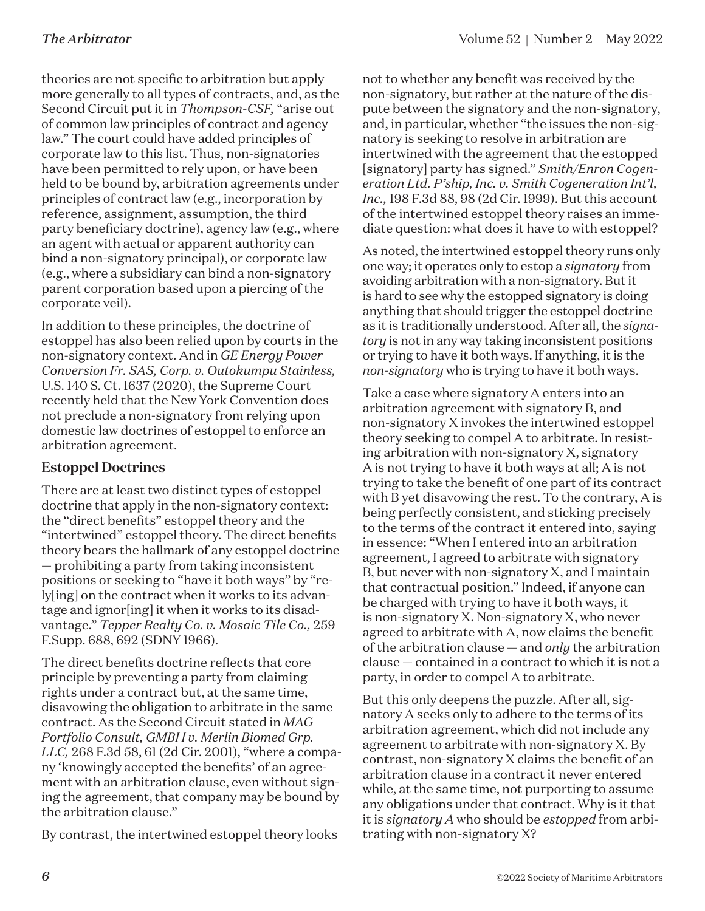theories are not specific to arbitration but apply more generally to all types of contracts, and, as the Second Circuit put it in *Thompson-CSF,* "arise out of common law principles of contract and agency law." The court could have added principles of corporate law to this list. Thus, non-signatories have been permitted to rely upon, or have been held to be bound by, arbitration agreements under principles of contract law (e.g., incorporation by reference, assignment, assumption, the third party beneficiary doctrine), agency law (e.g., where an agent with actual or apparent authority can bind a non-signatory principal), or corporate law (e.g., where a subsidiary can bind a non-signatory parent corporation based upon a piercing of the corporate veil).

In addition to these principles, the doctrine of estoppel has also been relied upon by courts in the non-signatory context. And in *GE Energy Power Conversion Fr. SAS, Corp. v. Outokumpu Stainless,* U.S. 140 S. Ct. 1637 (2020), the Supreme Court recently held that the New York Convention does not preclude a non-signatory from relying upon domestic law doctrines of estoppel to enforce an arbitration agreement.

### Estoppel Doctrines

There are at least two distinct types of estoppel doctrine that apply in the non-signatory context: the "direct benefits" estoppel theory and the "intertwined" estoppel theory. The direct benefits theory bears the hallmark of any estoppel doctrine — prohibiting a party from taking inconsistent positions or seeking to "have it both ways" by "rely[ing] on the contract when it works to its advantage and ignor[ing] it when it works to its disadvantage." *Tepper Realty Co. v. Mosaic Tile Co.,* 259 F.Supp. 688, 692 (SDNY 1966).

The direct benefits doctrine reflects that core principle by preventing a party from claiming rights under a contract but, at the same time, disavowing the obligation to arbitrate in the same contract. As the Second Circuit stated in *MAG Portfolio Consult, GMBH v. Merlin Biomed Grp. LLC,* 268 F.3d 58, 61 (2d Cir. 2001), "where a company 'knowingly accepted the benefits' of an agreement with an arbitration clause, even without signing the agreement, that company may be bound by the arbitration clause."

By contrast, the intertwined estoppel theory looks not to whether any benefit was received by the non-signatory, but rather at the nature of the dispute between the signatory and the non-signatory, and, in particular, whether "the issues the non-signatory is seeking to resolve in arbitration are intertwined with the agreement that the estopped [signatory] party has signed." *Smith/Enron Cogeneration Ltd. P'ship, Inc. v. Smith Cogeneration Int'l, Inc.,* 198 F.3d 88, 98 (2d Cir. 1999). But this account of the intertwined estoppel theory raises an immediate question: what does it have to with estoppel?

As noted, the intertwined estoppel theory runs only one way; it operates only to estop a *signatory* from avoiding arbitration with a non-signatory. But it is hard to see why the estopped signatory is doing anything that should trigger the estoppel doctrine as it is traditionally understood. After all, the *signatory* is not in any way taking inconsistent positions or trying to have it both ways. If anything, it is the *non-signatory* who is trying to have it both ways.

Take a case where signatory A enters into an arbitration agreement with signatory B, and non-signatory X invokes the intertwined estoppel theory seeking to compel A to arbitrate. In resisting arbitration with non-signatory X, signatory A is not trying to have it both ways at all; A is not trying to take the benefit of one part of its contract with B yet disavowing the rest. To the contrary, A is being perfectly consistent, and sticking precisely to the terms of the contract it entered into, saying in essence: "When I entered into an arbitration agreement, I agreed to arbitrate with signatory B, but never with non-signatory X, and I maintain that contractual position." Indeed, if anyone can be charged with trying to have it both ways, it is non-signatory X. Non-signatory X, who never agreed to arbitrate with A, now claims the benefit of the arbitration clause — and *only* the arbitration clause — contained in a contract to which it is not a party, in order to compel A to arbitrate.

But this only deepens the puzzle. After all, signatory A seeks only to adhere to the terms of its arbitration agreement, which did not include any agreement to arbitrate with non-signatory X. By contrast, non-signatory X claims the benefit of an arbitration clause in a contract it never entered while, at the same time, not purporting to assume any obligations under that contract. Why is it that it is *signatory A* who should be *estopped* from arbitrating with non-signatory X?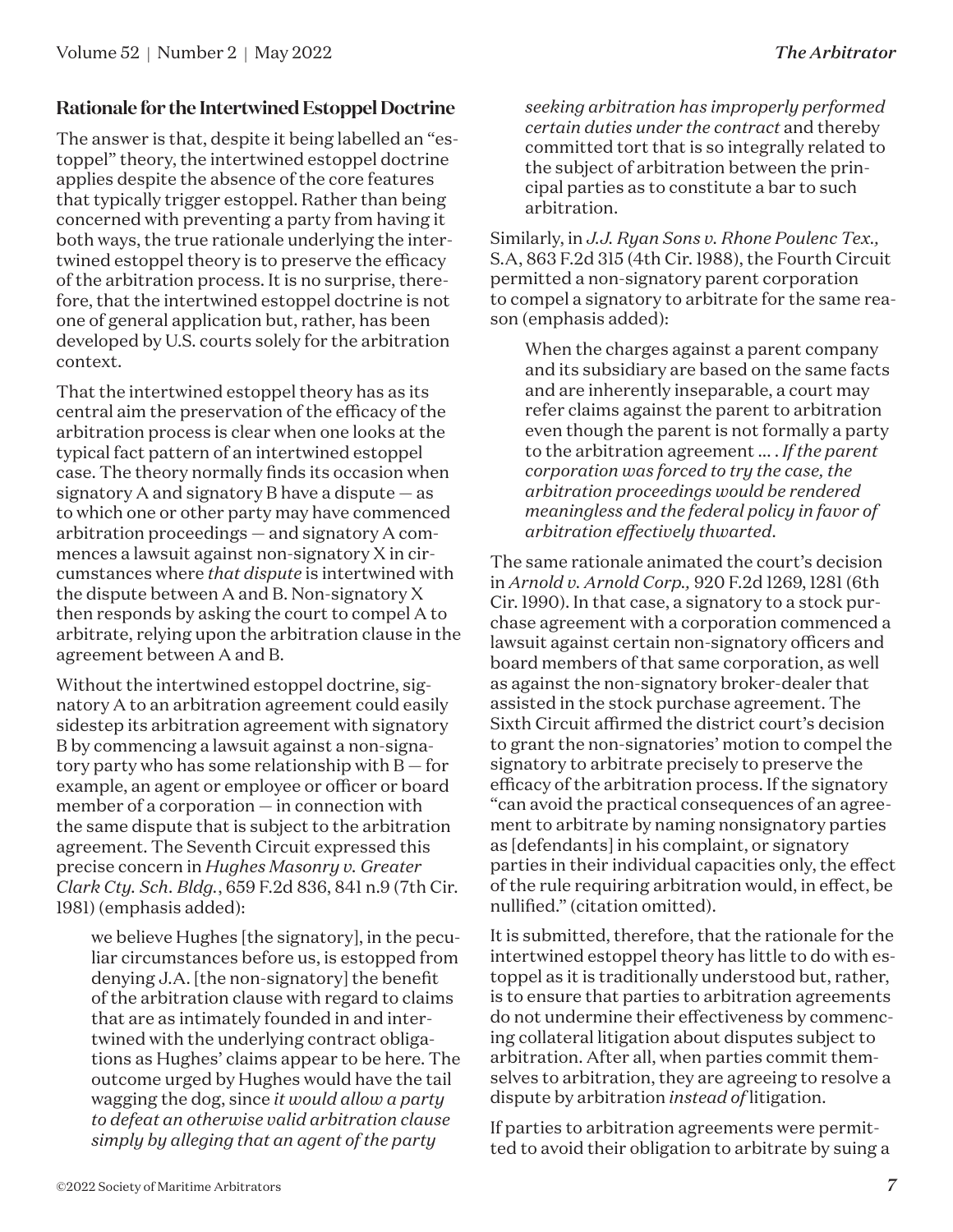## Rationale for the Intertwined Estoppel Doctrine

The answer is that, despite it being labelled an "estoppel" theory, the intertwined estoppel doctrine applies despite the absence of the core features that typically trigger estoppel. Rather than being concerned with preventing a party from having it both ways, the true rationale underlying the intertwined estoppel theory is to preserve the efficacy of the arbitration process. It is no surprise, therefore, that the intertwined estoppel doctrine is not one of general application but, rather, has been developed by U.S. courts solely for the arbitration context.

That the intertwined estoppel theory has as its central aim the preservation of the efficacy of the arbitration process is clear when one looks at the typical fact pattern of an intertwined estoppel case. The theory normally finds its occasion when signatory A and signatory B have a dispute — as to which one or other party may have commenced arbitration proceedings — and signatory A commences a lawsuit against non-signatory X in circumstances where *that dispute* is intertwined with the dispute between A and B. Non-signatory X then responds by asking the court to compel A to arbitrate, relying upon the arbitration clause in the agreement between A and B.

Without the intertwined estoppel doctrine, signatory A to an arbitration agreement could easily sidestep its arbitration agreement with signatory B by commencing a lawsuit against a non-signatory party who has some relationship with B — for example, an agent or employee or officer or board member of a corporation — in connection with the same dispute that is subject to the arbitration agreement. The Seventh Circuit expressed this precise concern in *Hughes Masonry v. Greater Clark Cty. Sch. Bldg.*, 659 F.2d 836, 841 n.9 (7th Cir. 1981) (emphasis added):

> we believe Hughes [the signatory], in the peculiar circumstances before us, is estopped from denying J.A. [the non-signatory] the benefit of the arbitration clause with regard to claims that are as intimately founded in and intertwined with the underlying contract obligations as Hughes' claims appear to be here. The outcome urged by Hughes would have the tail wagging the dog, since *it would allow a party to defeat an otherwise valid arbitration clause simply by alleging that an agent of the party seeking arbitration has improperly performed certain duties under the contract* and thereby committed tort that is so integrally related to the subject of arbitration between the principal parties as to constitute a bar to such arbitration.

Similarly, in *J.J. Ryan Sons v. Rhone Poulenc Tex.,* S.A, 863 F.2d 315 (4th Cir. 1988), the Fourth Circuit permitted a non-signatory parent corporation to compel a signatory to arbitrate for the same reason (emphasis added):

> When the charges against a parent company and its subsidiary are based on the same facts and are inherently inseparable, a court may refer claims against the parent to arbitration even though the parent is not formally a party to the arbitration agreement … . *If the parent corporation was forced to try the case, the arbitration proceedings would be rendered meaningless and the federal policy in favor of arbitration effectively thwarted.*

The same rationale animated the court's decision in *Arnold v. Arnold Corp.,* 920 F.2d 1269, 1281 (6th Cir. 1990). In that case, a signatory to a stock purchase agreement with a corporation commenced a lawsuit against certain non-signatory officers and board members of that same corporation, as well as against the non-signatory broker-dealer that assisted in the stock purchase agreement. The Sixth Circuit affirmed the district court's decision to grant the non-signatories' motion to compel the signatory to arbitrate precisely to preserve the efficacy of the arbitration process. If the signatory "can avoid the practical consequences of an agreement to arbitrate by naming nonsignatory parties as [defendants] in his complaint, or signatory parties in their individual capacities only, the effect of the rule requiring arbitration would, in effect, be nullified." (citation omitted).

It is submitted, therefore, that the rationale for the intertwined estoppel theory has little to do with estoppel as it is traditionally understood but, rather, is to ensure that parties to arbitration agreements do not undermine their effectiveness by commencing collateral litigation about disputes subject to arbitration. After all, when parties commit themselves to arbitration, they are agreeing to resolve a dispute by arbitration *instead of* litigation.

If parties to arbitration agreements were permitted to avoid their obligation to arbitrate by suing a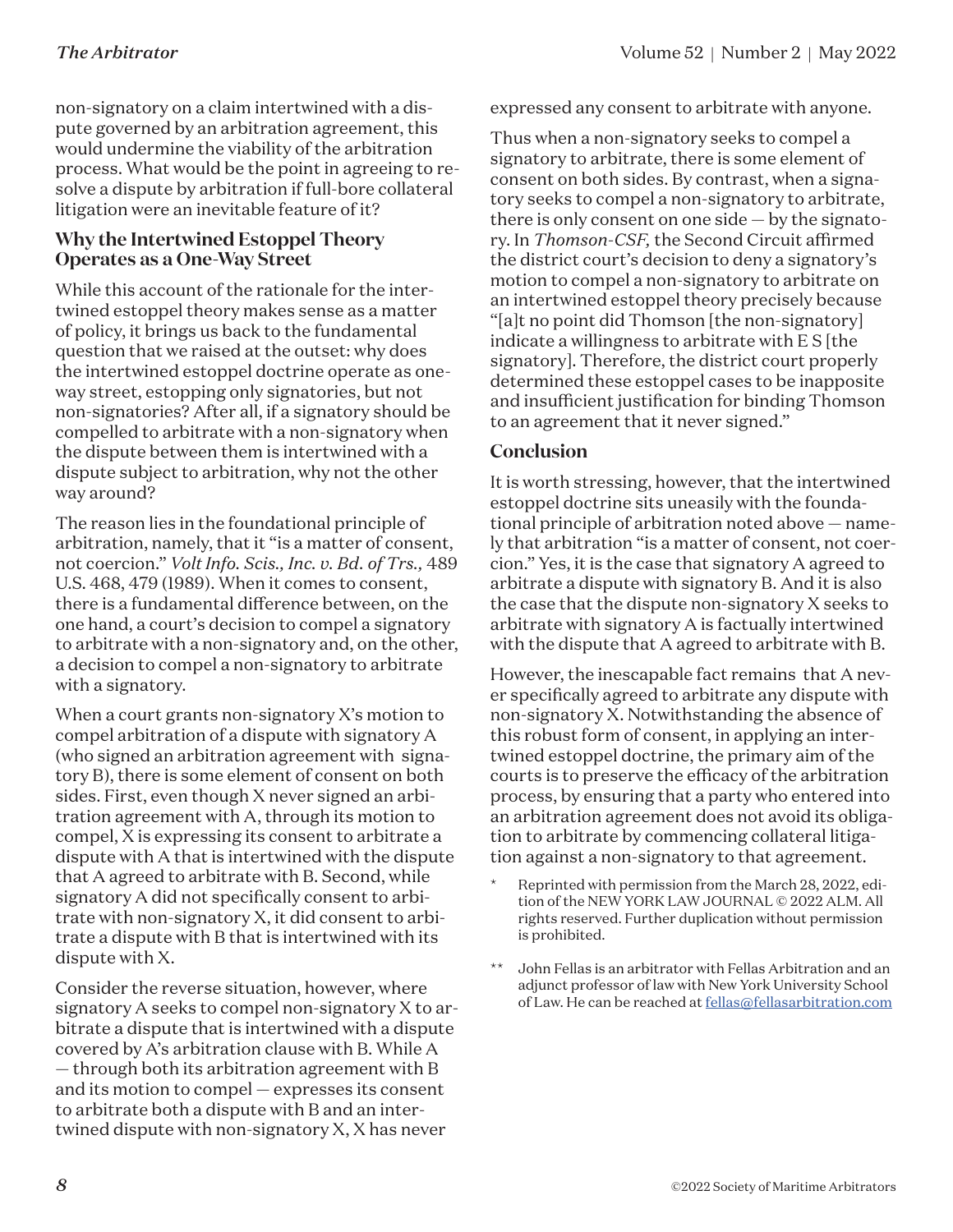non-signatory on a claim intertwined with a dispute governed by an arbitration agreement, this would undermine the viability of the arbitration process. What would be the point in agreeing to resolve a dispute by arbitration if full-bore collateral litigation were an inevitable feature of it?

### Why the Intertwined Estoppel Theory Operates as a One-Way Street

While this account of the rationale for the intertwined estoppel theory makes sense as a matter of policy, it brings us back to the fundamental question that we raised at the outset: why does the intertwined estoppel doctrine operate as one-way street, estopping only signatories, but not non-signatories? After all, if a signatory should be compelled to arbitrate with a non-signatory when the dispute between them is intertwined with a dispute subject to arbitration, why not the other way around?

The reason lies in the foundational principle of arbitration, namely, that it "is a matter of consent, not coercion." *Volt Info. Scis., Inc. v. Bd. of Trs.,* 489 U.S. 468, 479 (1989). When it comes to consent, there is a fundamental difference between, on the one hand, a court's decision to compel a signatory to arbitrate with a non-signatory and, on the other, a decision to compel a non-signatory to arbitrate with a signatory.

When a court grants non-signatory X's motion to compel arbitration of a dispute with signatory A (who signed an arbitration agreement with signatory B), there is some element of consent on both sides. First, even though X never signed an arbitration agreement with A, through its motion to compel, X is expressing its consent to arbitrate a dispute with A that is intertwined with the dispute that A agreed to arbitrate with B. Second, while signatory A did not specifically consent to arbitrate with non-signatory X, it did consent to arbitrate a dispute with B that is intertwined with its dispute with X.

Consider the reverse situation, however, where signatory A seeks to compel non-signatory X to arbitrate a dispute that is intertwined with a dispute covered by A's arbitration clause with B. While A — through both its arbitration agreement with B and its motion to compel — expresses its consent to arbitrate both a dispute with B and an intertwined dispute with non-signatory X, X has never expressed any consent to arbitrate with anyone.

Thus when a non-signatory seeks to compel a signatory to arbitrate, there is some element of consent on both sides. By contrast, when a signatory seeks to compel a non-signatory to arbitrate, there is only consent on one side — by the signatory. In *Thomson-CSF,* the Second Circuit affirmed the district court's decision to deny a signatory's motion to compel a non-signatory to arbitrate on an intertwined estoppel theory precisely because "[a]t no point did Thomson [the non-signatory] indicate a willingness to arbitrate with E S [the signatory]. Therefore, the district court properly determined these estoppel cases to be inapposite and insufficient justification for binding Thomson to an agreement that it never signed."

### Conclusion

It is worth stressing, however, that the intertwined estoppel doctrine sits uneasily with the foundational principle of arbitration noted above — namely that arbitration "is a matter of consent, not coercion." Yes, it is the case that signatory A agreed to arbitrate a dispute with signatory B. And it is also the case that the dispute non-signatory X seeks to arbitrate with signatory A is factually intertwined with the dispute that A agreed to arbitrate with B.

However, the inescapable fact remains that A never specifically agreed to arbitrate any dispute with non-signatory X. Notwithstanding the absence of this robust form of consent, in applying an intertwined estoppel doctrine, the primary aim of the courts is to preserve the efficacy of the arbitration process, by ensuring that a party who entered into an arbitration agreement does not avoid its obligation to arbitrate by commencing collateral litigation against a non-signatory to that agreement.

\* Reprinted with permission from the March 28, 2022, edition of the NEW YORK LAW JOURNAL © 2022 ALM. All rights reserved. Further duplication without permission is prohibited.

\*\* John Fellas is an arbitrator with Fellas Arbitration and an adjunct professor of law with New York University School of Law. He can be reached at fellas@fellasarbitration.com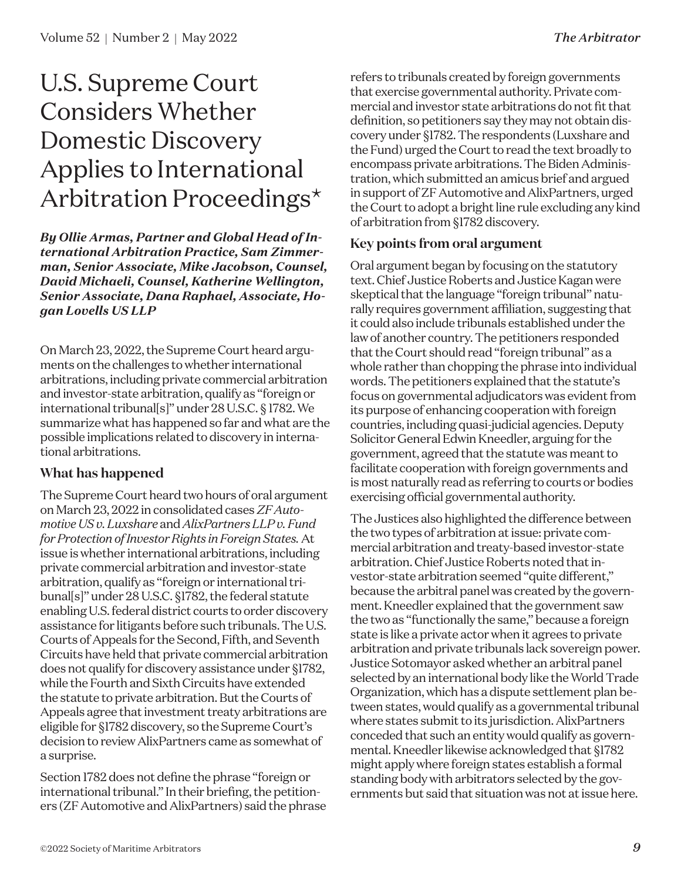# U.S. Supreme Court Considers Whether Domestic Discovery Applies to International Arbitration Proceedings*

***By Ollie Armas, Partner and Global Head of International Arbitration Practice, Sam Zimmerman, Senior Associate, Mike Jacobson, Counsel, David Michaeli, Counsel, Katherine Wellington, Senior Associate, Dana Raphael, Associate, Hogan Lovells US LLP***

On March 23, 2022, the Supreme Court heard arguments on the challenges to whether international arbitrations, including private commercial arbitration and investor-state arbitration, qualify as "foreign or international tribunal[s]" under 28 U.S.C. § 1782. We summarize what has happened so far and what are the possible implications related to discovery in international arbitrations.

## What has happened

The Supreme Court heard two hours of oral argument on March 23, 2022 in consolidated cases *ZF Automotive US v. Luxshare* and *AlixPartners LLP v. Fund for Protection of Investor Rights in Foreign States.* At issue is whether international arbitrations, including private commercial arbitration and investor-state arbitration, qualify as "foreign or international tribunal[s]" under 28 U.S.C. §1782, the federal statute enabling U.S. federal district courts to order discovery assistance for litigants before such tribunals. The U.S. Courts of Appeals for the Second, Fifth, and Seventh Circuits have held that private commercial arbitration does not qualify for discovery assistance under §1782, while the Fourth and Sixth Circuits have extended the statute to private arbitration. But the Courts of Appeals agree that investment treaty arbitrations are eligible for §1782 discovery, so the Supreme Court's decision to review AlixPartners came as somewhat of a surprise.

Section 1782 does not define the phrase "foreign or international tribunal." In their briefing, the petitioners (ZF Automotive and AlixPartners) said the phrase refers to tribunals created by foreign governments that exercise governmental authority. Private commercial and investor state arbitrations do not fit that definition, so petitioners say they may not obtain discovery under §1782. The respondents (Luxshare and the Fund) urged the Court to read the text broadly to encompass private arbitrations. The Biden Administration, which submitted an amicus brief and argued in support of ZF Automotive and AlixPartners, urged the Court to adopt a bright line rule excluding any kind of arbitration from §1782 discovery.

## Key points from oral argument

Oral argument began by focusing on the statutory text. Chief Justice Roberts and Justice Kagan were skeptical that the language "foreign tribunal" naturally requires government affiliation, suggesting that it could also include tribunals established under the law of another country. The petitioners responded that the Court should read "foreign tribunal" as a whole rather than chopping the phrase into individual words. The petitioners explained that the statute's focus on governmental adjudicators was evident from its purpose of enhancing cooperation with foreign countries, including quasi-judicial agencies. Deputy Solicitor General Edwin Kneedler, arguing for the government, agreed that the statute was meant to facilitate cooperation with foreign governments and is most naturally read as referring to courts or bodies exercising official governmental authority.

The Justices also highlighted the difference between the two types of arbitration at issue: private commercial arbitration and treaty-based investor-state arbitration. Chief Justice Roberts noted that investor-state arbitration seemed "quite different," because the arbitral panel was created by the government. Kneedler explained that the government saw the two as "functionally the same," because a foreign state is like a private actor when it agrees to private arbitration and private tribunals lack sovereign power. Justice Sotomayor asked whether an arbitral panel selected by an international body like the World Trade Organization, which has a dispute settlement plan between states, would qualify as a governmental tribunal where states submit to its jurisdiction. AlixPartners conceded that such an entity would qualify as governmental. Kneedler likewise acknowledged that §1782 might apply where foreign states establish a formal standing body with arbitrators selected by the governments but said that situation was not at issue here.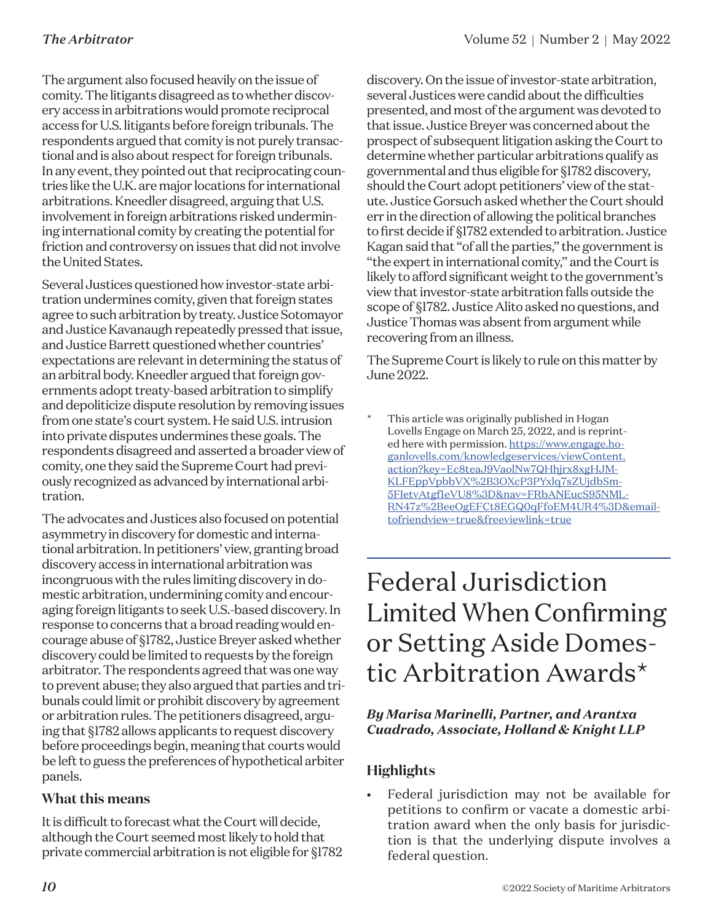The argument also focused heavily on the issue of comity. The litigants disagreed as to whether discovery access in arbitrations would promote reciprocal access for U.S. litigants before foreign tribunals. The respondents argued that comity is not purely transactional and is also about respect for foreign tribunals. In any event, they pointed out that reciprocating countries like the U.K. are major locations for international arbitrations. Kneedler disagreed, arguing that U.S. involvement in foreign arbitrations risked undermining international comity by creating the potential for friction and controversy on issues that did not involve the United States.

Several Justices questioned how investor-state arbitration undermines comity, given that foreign states agree to such arbitration by treaty. Justice Sotomayor and Justice Kavanaugh repeatedly pressed that issue, and Justice Barrett questioned whether countries' expectations are relevant in determining the status of an arbitral body. Kneedler argued that foreign governments adopt treaty-based arbitration to simplify and depoliticize dispute resolution by removing issues from one state's court system. He said U.S. intrusion into private disputes undermines these goals. The respondents disagreed and asserted a broader view of comity, one they said the Supreme Court had previously recognized as advanced by international arbitration.

The advocates and Justices also focused on potential asymmetry in discovery for domestic and international arbitration. In petitioners' view, granting broad discovery access in international arbitration was incongruous with the rules limiting discovery in domestic arbitration, undermining comity and encouraging foreign litigants to seek U.S.-based discovery. In response to concerns that a broad reading would encourage abuse of §1782, Justice Breyer asked whether discovery could be limited to requests by the foreign arbitrator. The respondents agreed that was one way to prevent abuse; they also argued that parties and tribunals could limit or prohibit discovery by agreement or arbitration rules. The petitioners disagreed, arguing that §1782 allows applicants to request discovery before proceedings begin, meaning that courts would be left to guess the preferences of hypothetical arbiter panels.

### What this means

It is difficult to forecast what the Court will decide, although the Court seemed most likely to hold that private commercial arbitration is not eligible for §1782 discovery. On the issue of investor-state arbitration, several Justices were candid about the difficulties presented, and most of the argument was devoted to that issue. Justice Breyer was concerned about the prospect of subsequent litigation asking the Court to determine whether particular arbitrations qualify as governmental and thus eligible for §1782 discovery, should the Court adopt petitioners' view of the statute. Justice Gorsuch asked whether the Court should err in the direction of allowing the political branches to first decide if §1782 extended to arbitration. Justice Kagan said that "of all the parties," the government is "the expert in international comity," and the Court is likely to afford significant weight to the government's view that investor-state arbitration falls outside the scope of §1782. Justice Alito asked no questions, and Justice Thomas was absent from argument while recovering from an illness.

The Supreme Court is likely to rule on this matter by June 2022.

\* This article was originally published in Hogan Lovells Engage on March 25, 2022, and is reprinted here with permission. https://www.engage.hoganlovells.com/knowledgeservices/viewContent.action?key=Ec8teaJ9VaolNw7QHhjrx8xgHJMKLFEppVpbbVX%2B3OXcP3PYxlq7sZUjdbSm5FIetvAtgf1eVU8%3D&nav=FRbANEucS95NMLRN47z%2BeeOgEFCt8EGQ0qFfoEM4UR4%3D&emailtofriendview=true&freeviewlink=true

# Federal Jurisdiction Limited When Confirming or Setting Aside Domestic Arbitration Awards*

***By Marisa Marinelli, Partner, and Arantxa Cuadrado, Associate, Holland & Knight LLP***

### Highlights

- Federal jurisdiction may not be available for petitions to confirm or vacate a domestic arbitration award when the only basis for jurisdiction is that the underlying dispute involves a federal question.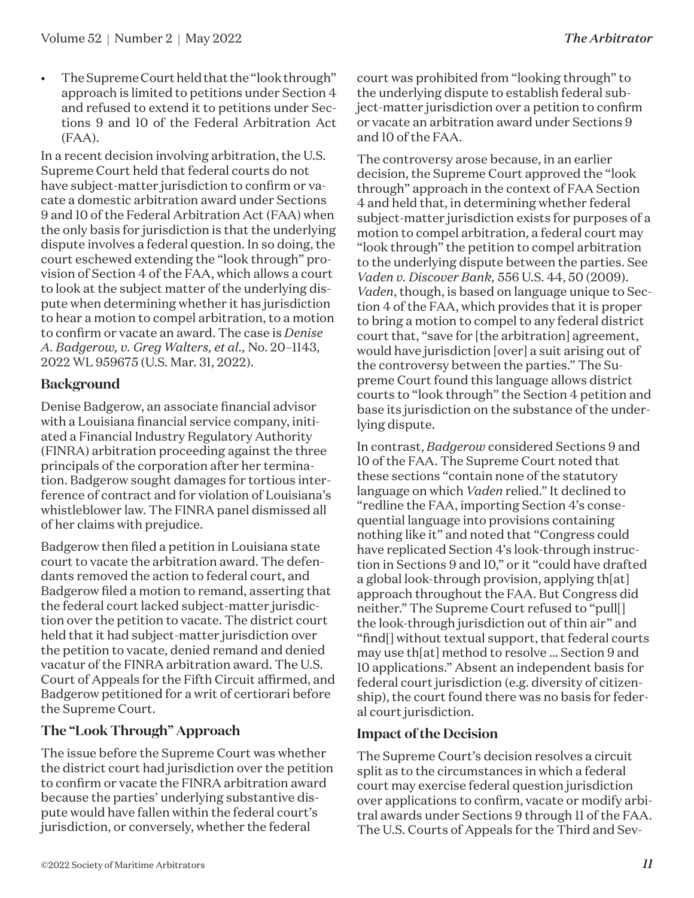- The Supreme Court held that the "look through" approach is limited to petitions under Section 4 and refused to extend it to petitions under Sections 9 and 10 of the Federal Arbitration Act (FAA).

In a recent decision involving arbitration, the U.S. Supreme Court held that federal courts do not have subject-matter jurisdiction to confirm or vacate a domestic arbitration award under Sections 9 and 10 of the Federal Arbitration Act (FAA) when the only basis for jurisdiction is that the underlying dispute involves a federal question. In so doing, the court eschewed extending the "look through" provision of Section 4 of the FAA, which allows a court to look at the subject matter of the underlying dispute when determining whether it has jurisdiction to hear a motion to compel arbitration, to a motion to confirm or vacate an award. The case is *Denise A. Badgerow, v. Greg Walters, et al.,* No. 20–1143, 2022 WL 959675 (U.S. Mar. 31, 2022).

## Background

Denise Badgerow, an associate financial advisor with a Louisiana financial service company, initiated a Financial Industry Regulatory Authority (FINRA) arbitration proceeding against the three principals of the corporation after her termination. Badgerow sought damages for tortious interference of contract and for violation of Louisiana's whistleblower law. The FINRA panel dismissed all of her claims with prejudice.

Badgerow then filed a petition in Louisiana state court to vacate the arbitration award. The defendants removed the action to federal court, and Badgerow filed a motion to remand, asserting that the federal court lacked subject-matter jurisdiction over the petition to vacate. The district court held that it had subject-matter jurisdiction over the petition to vacate, denied remand and denied vacatur of the FINRA arbitration award. The U.S. Court of Appeals for the Fifth Circuit affirmed, and Badgerow petitioned for a writ of certiorari before the Supreme Court.

## The "Look Through" Approach

The issue before the Supreme Court was whether the district court had jurisdiction over the petition to confirm or vacate the FINRA arbitration award because the parties' underlying substantive dispute would have fallen within the federal court's jurisdiction, or conversely, whether the federal court was prohibited from "looking through" to the underlying dispute to establish federal subject-matter jurisdiction over a petition to confirm or vacate an arbitration award under Sections 9 and 10 of the FAA.

The controversy arose because, in an earlier decision, the Supreme Court approved the "look through" approach in the context of FAA Section 4 and held that, in determining whether federal subject-matter jurisdiction exists for purposes of a motion to compel arbitration, a federal court may "look through" the petition to compel arbitration to the underlying dispute between the parties. See *Vaden v. Discover Bank,* 556 U.S. 44, 50 (2009). *Vaden*, though, is based on language unique to Section 4 of the FAA, which provides that it is proper to bring a motion to compel to any federal district court that, "save for [the arbitration] agreement, would have jurisdiction [over] a suit arising out of the controversy between the parties." The Supreme Court found this language allows district courts to "look through" the Section 4 petition and base its jurisdiction on the substance of the underlying dispute.

In contrast, *Badgerow* considered Sections 9 and 10 of the FAA. The Supreme Court noted that these sections "contain none of the statutory language on which *Vaden* relied." It declined to "redline the FAA, importing Section 4's consequential language into provisions containing nothing like it" and noted that "Congress could have replicated Section 4's look-through instruction in Sections 9 and 10," or it "could have drafted a global look-through provision, applying th[at] approach throughout the FAA. But Congress did neither." The Supreme Court refused to "pull[] the look-through jurisdiction out of thin air" and "find[] without textual support, that federal courts may use th[at] method to resolve ... Section 9 and 10 applications." Absent an independent basis for federal court jurisdiction (e.g. diversity of citizenship), the court found there was no basis for federal court jurisdiction.

## Impact of the Decision

The Supreme Court's decision resolves a circuit split as to the circumstances in which a federal court may exercise federal question jurisdiction over applications to confirm, vacate or modify arbitral awards under Sections 9 through 11 of the FAA. The U.S. Courts of Appeals for the Third and Sev-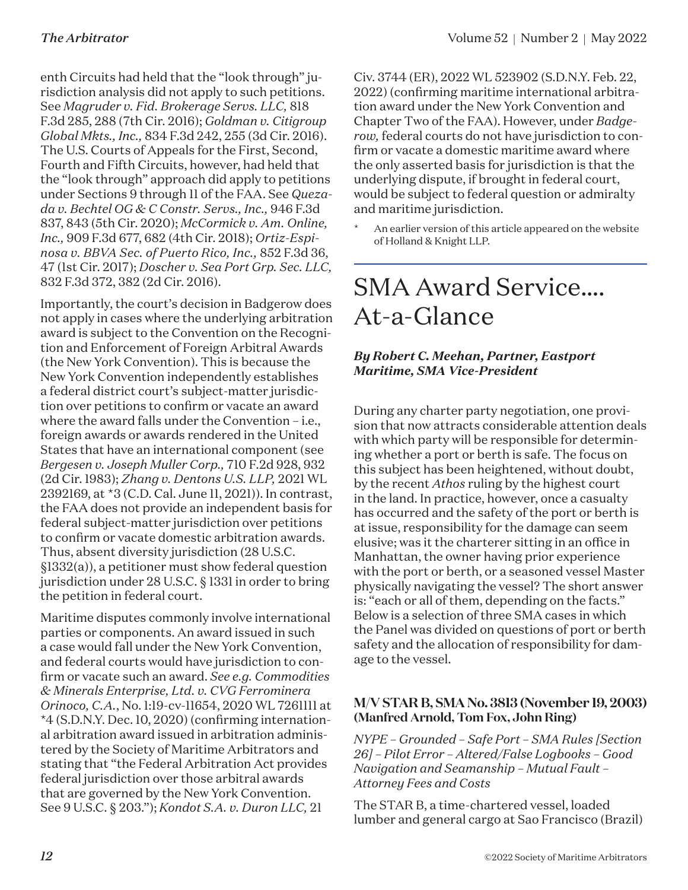enth Circuits had held that the "look through" jurisdiction analysis did not apply to such petitions. See *Magruder v. Fid. Brokerage Servs. LLC,* 818 F.3d 285, 288 (7th Cir. 2016); *Goldman v. Citigroup Global Mkts., Inc.,* 834 F.3d 242, 255 (3d Cir. 2016). The U.S. Courts of Appeals for the First, Second, Fourth and Fifth Circuits, however, had held that the "look through" approach did apply to petitions under Sections 9 through 11 of the FAA. See *Quezada v. Bechtel OG & C Constr. Servs., Inc.,* 946 F.3d 837, 843 (5th Cir. 2020); *McCormick v. Am. Online, Inc.,* 909 F.3d 677, 682 (4th Cir. 2018); *Ortiz-Espinosa v. BBVA Sec. of Puerto Rico, Inc.,* 852 F.3d 36, 47 (1st Cir. 2017); *Doscher v. Sea Port Grp. Sec. LLC,* 832 F.3d 372, 382 (2d Cir. 2016).

Importantly, the court's decision in Badgerow does not apply in cases where the underlying arbitration award is subject to the Convention on the Recognition and Enforcement of Foreign Arbitral Awards (the New York Convention). This is because the New York Convention independently establishes a federal district court's subject-matter jurisdiction over petitions to confirm or vacate an award where the award falls under the Convention – i.e., foreign awards or awards rendered in the United States that have an international component (see *Bergesen v. Joseph Muller Corp.,* 710 F.2d 928, 932 (2d Cir. 1983); *Zhang v. Dentons U.S. LLP,* 2021 WL 2392169, at *3 (C.D. Cal. June 11, 2021)). In contrast, the FAA does not provide an independent basis for federal subject-matter jurisdiction over petitions to confirm or vacate domestic arbitration awards. Thus, absent diversity jurisdiction (28 U.S.C. §1332(a)), a petitioner must show federal question jurisdiction under 28 U.S.C. § 1331 in order to bring the petition in federal court.

Maritime disputes commonly involve international parties or components. An award issued in such a case would fall under the New York Convention, and federal courts would have jurisdiction to confirm or vacate such an award. *See e.g. Commodities & Minerals Enterprise, Ltd. v. CVG Ferrominera Orinoco, C.A.*, No. 1:19-cv-11654, 2020 WL 7261111 at *4 (S.D.N.Y. Dec. 10, 2020) (confirming international arbitration award issued in arbitration administered by the Society of Maritime Arbitrators and stating that "the Federal Arbitration Act provides federal jurisdiction over those arbitral awards that are governed by the New York Convention. See 9 U.S.C. § 203."); *Kondot S.A. v. Duron LLC,* 21 Civ. 3744 (ER), 2022 WL 523902 (S.D.N.Y. Feb. 22, 2022) (confirming maritime international arbitration award under the New York Convention and Chapter Two of the FAA). However, under *Badgerow,* federal courts do not have jurisdiction to confirm or vacate a domestic maritime award where the only asserted basis for jurisdiction is that the underlying dispute, if brought in federal court, would be subject to federal question or admiralty and maritime jurisdiction.

\* An earlier version of this article appeared on the website of Holland & Knight LLP.

# SMA Award Service.... At-a-Glance

***By Robert C. Meehan, Partner, Eastport Maritime, SMA Vice-President***

During any charter party negotiation, one provision that now attracts considerable attention deals with which party will be responsible for determining whether a port or berth is safe. The focus on this subject has been heightened, without doubt, by the recent *Athos* ruling by the highest court in the land. In practice, however, once a casualty has occurred and the safety of the port or berth is at issue, responsibility for the damage can seem elusive; was it the charterer sitting in an office in Manhattan, the owner having prior experience with the port or berth, or a seasoned vessel Master physically navigating the vessel? The short answer is: "each or all of them, depending on the facts." Below is a selection of three SMA cases in which the Panel was divided on questions of port or berth safety and the allocation of responsibility for damage to the vessel.

### M/V STAR B, SMA No. 3813 (November 19, 2003) (Manfred Arnold, Tom Fox, John Ring)

*NYPE – Grounded – Safe Port – SMA Rules [Section 26] – Pilot Error – Altered/False Logbooks – Good Navigation and Seamanship – Mutual Fault – Attorney Fees and Costs*

The STAR B, a time-chartered vessel, loaded lumber and general cargo at Sao Francisco (Brazil)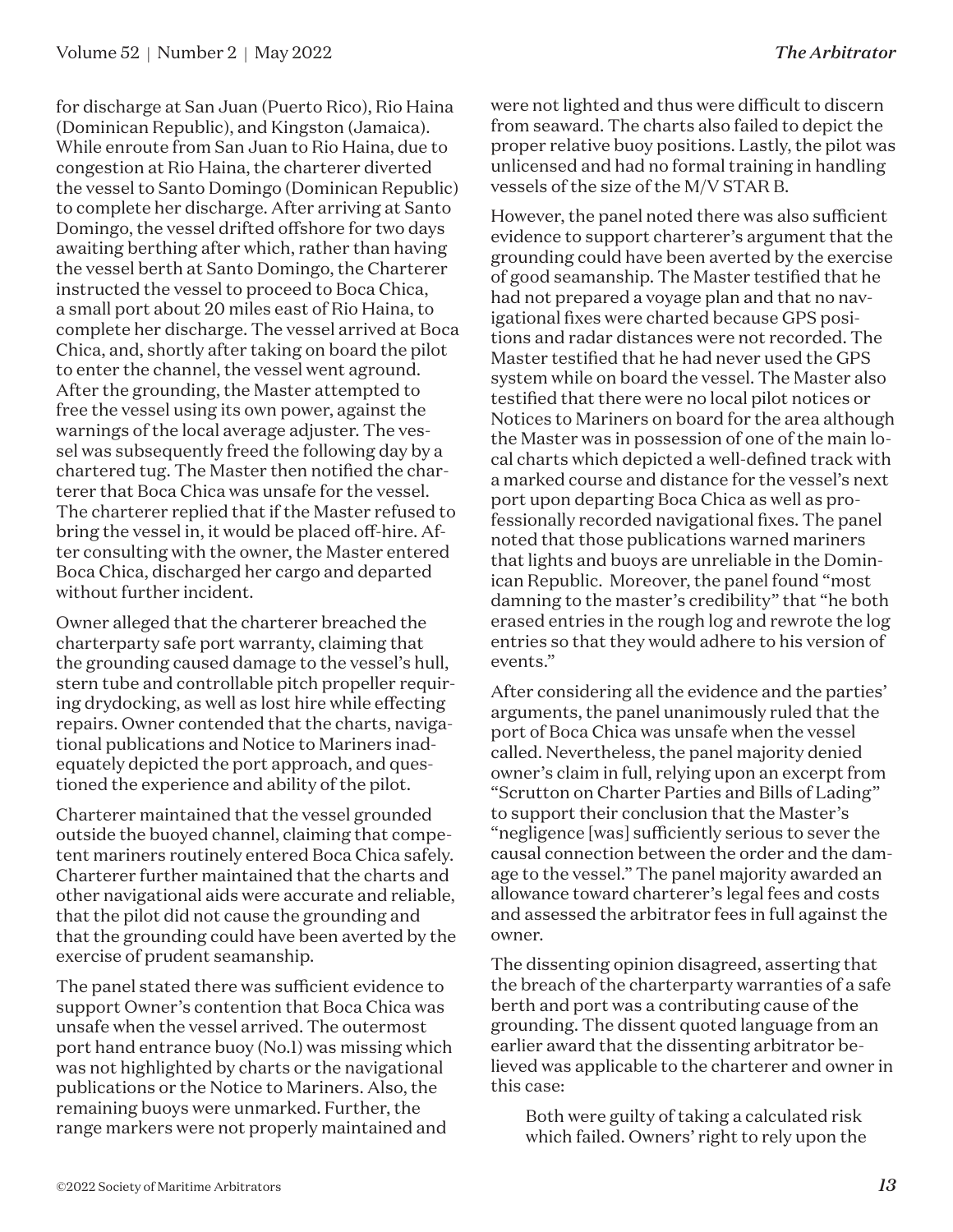for discharge at San Juan (Puerto Rico), Rio Haina (Dominican Republic), and Kingston (Jamaica). While enroute from San Juan to Rio Haina, due to congestion at Rio Haina, the charterer diverted the vessel to Santo Domingo (Dominican Republic) to complete her discharge. After arriving at Santo Domingo, the vessel drifted offshore for two days awaiting berthing after which, rather than having the vessel berth at Santo Domingo, the Charterer instructed the vessel to proceed to Boca Chica, a small port about 20 miles east of Rio Haina, to complete her discharge. The vessel arrived at Boca Chica, and, shortly after taking on board the pilot to enter the channel, the vessel went aground. After the grounding, the Master attempted to free the vessel using its own power, against the warnings of the local average adjuster. The vessel was subsequently freed the following day by a chartered tug. The Master then notified the charterer that Boca Chica was unsafe for the vessel. The charterer replied that if the Master refused to bring the vessel in, it would be placed off-hire. After consulting with the owner, the Master entered Boca Chica, discharged her cargo and departed without further incident.

Owner alleged that the charterer breached the charterparty safe port warranty, claiming that the grounding caused damage to the vessel's hull, stern tube and controllable pitch propeller requiring drydocking, as well as lost hire while effecting repairs. Owner contended that the charts, navigational publications and Notice to Mariners inadequately depicted the port approach, and questioned the experience and ability of the pilot.

Charterer maintained that the vessel grounded outside the buoyed channel, claiming that competent mariners routinely entered Boca Chica safely. Charterer further maintained that the charts and other navigational aids were accurate and reliable, that the pilot did not cause the grounding and that the grounding could have been averted by the exercise of prudent seamanship.

The panel stated there was sufficient evidence to support Owner's contention that Boca Chica was unsafe when the vessel arrived. The outermost port hand entrance buoy (No.1) was missing which was not highlighted by charts or the navigational publications or the Notice to Mariners. Also, the remaining buoys were unmarked. Further, the range markers were not properly maintained and were not lighted and thus were difficult to discern from seaward. The charts also failed to depict the proper relative buoy positions. Lastly, the pilot was unlicensed and had no formal training in handling vessels of the size of the M/V STAR B.

However, the panel noted there was also sufficient evidence to support charterer's argument that the grounding could have been averted by the exercise of good seamanship. The Master testified that he had not prepared a voyage plan and that no navigational fixes were charted because GPS positions and radar distances were not recorded. The Master testified that he had never used the GPS system while on board the vessel. The Master also testified that there were no local pilot notices or Notices to Mariners on board for the area although the Master was in possession of one of the main local charts which depicted a well-defined track with a marked course and distance for the vessel's next port upon departing Boca Chica as well as professionally recorded navigational fixes. The panel noted that those publications warned mariners that lights and buoys are unreliable in the Dominican Republic. Moreover, the panel found "most damning to the master's credibility" that "he both erased entries in the rough log and rewrote the log entries so that they would adhere to his version of events."

After considering all the evidence and the parties' arguments, the panel unanimously ruled that the port of Boca Chica was unsafe when the vessel called. Nevertheless, the panel majority denied owner's claim in full, relying upon an excerpt from "Scrutton on Charter Parties and Bills of Lading" to support their conclusion that the Master's "negligence [was] sufficiently serious to sever the causal connection between the order and the damage to the vessel." The panel majority awarded an allowance toward charterer's legal fees and costs and assessed the arbitrator fees in full against the owner.

The dissenting opinion disagreed, asserting that the breach of the charterparty warranties of a safe berth and port was a contributing cause of the grounding. The dissent quoted language from an earlier award that the dissenting arbitrator believed was applicable to the charterer and owner in this case:

> Both were guilty of taking a calculated risk which failed. Owners' right to rely upon the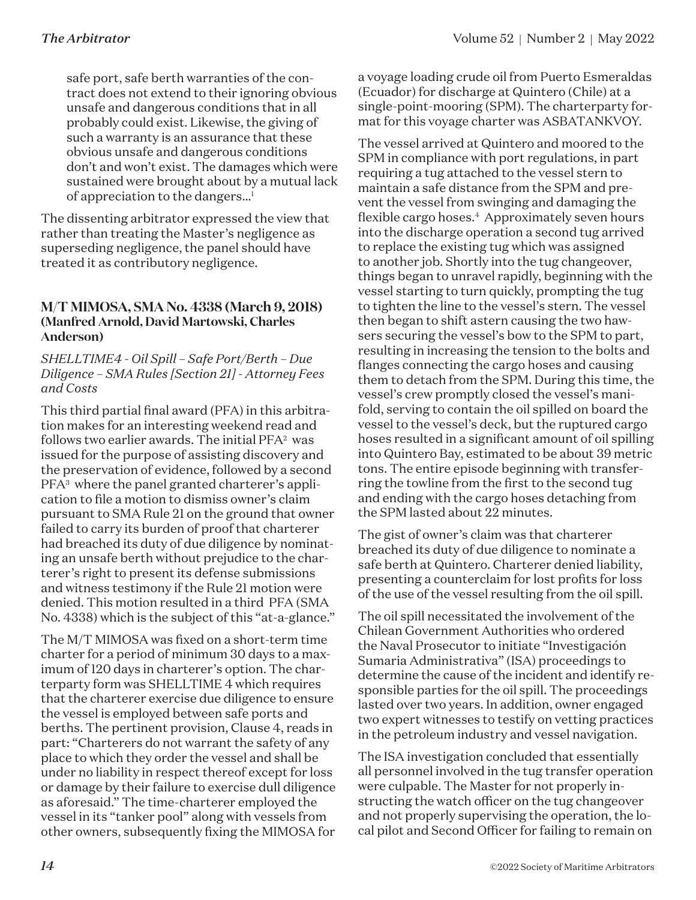safe port, safe berth warranties of the contract does not extend to their ignoring obvious unsafe and dangerous conditions that in all probably could exist. Likewise, the giving of such a warranty is an assurance that these obvious unsafe and dangerous conditions don't and won't exist. The damages which were sustained were brought about by a mutual lack of appreciation to the dangers...[1]

The dissenting arbitrator expressed the view that rather than treating the Master's negligence as superseding negligence, the panel should have treated it as contributory negligence.

### M/T MIMOSA, SMA No. 4338 (March 9, 2018) (Manfred Arnold, David Martowski, Charles Anderson)

*SHELLTIME4 - Oil Spill – Safe Port/Berth – Due Diligence – SMA Rules [Section 21] - Attorney Fees and Costs*

This third partial final award (PFA) in this arbitration makes for an interesting weekend read and follows two earlier awards. The initial PFA[2] was issued for the purpose of assisting discovery and the preservation of evidence, followed by a second PFA[3] where the panel granted charterer's application to file a motion to dismiss owner's claim pursuant to SMA Rule 21 on the ground that owner failed to carry its burden of proof that charterer had breached its duty of due diligence by nominating an unsafe berth without prejudice to the charterer's right to present its defense submissions and witness testimony if the Rule 21 motion were denied. This motion resulted in a third PFA (SMA No. 4338) which is the subject of this "at-a-glance."

The M/T MIMOSA was fixed on a short-term time charter for a period of minimum 30 days to a maximum of 120 days in charterer's option. The charterparty form was SHELLTIME 4 which requires that the charterer exercise due diligence to ensure the vessel is employed between safe ports and berths. The pertinent provision, Clause 4, reads in part: "Charterers do not warrant the safety of any place to which they order the vessel and shall be under no liability in respect thereof except for loss or damage by their failure to exercise dull diligence as aforesaid." The time-charterer employed the vessel in its "tanker pool" along with vessels from other owners, subsequently fixing the MIMOSA for a voyage loading crude oil from Puerto Esmeraldas (Ecuador) for discharge at Quintero (Chile) at a single-point-mooring (SPM). The charterparty format for this voyage charter was ASBATANKVOY.

The vessel arrived at Quintero and moored to the SPM in compliance with port regulations, in part requiring a tug attached to the vessel stern to maintain a safe distance from the SPM and prevent the vessel from swinging and damaging the flexible cargo hoses.[4] Approximately seven hours into the discharge operation a second tug arrived to replace the existing tug which was assigned to another job. Shortly into the tug changeover, things began to unravel rapidly, beginning with the vessel starting to turn quickly, prompting the tug to tighten the line to the vessel's stern. The vessel then began to shift astern causing the two hawsers securing the vessel's bow to the SPM to part, resulting in increasing the tension to the bolts and flanges connecting the cargo hoses and causing them to detach from the SPM. During this time, the vessel's crew promptly closed the vessel's manifold, serving to contain the oil spilled on board the vessel to the vessel's deck, but the ruptured cargo hoses resulted in a significant amount of oil spilling into Quintero Bay, estimated to be about 39 metric tons. The entire episode beginning with transferring the towline from the first to the second tug and ending with the cargo hoses detaching from the SPM lasted about 22 minutes.

The gist of owner's claim was that charterer breached its duty of due diligence to nominate a safe berth at Quintero. Charterer denied liability, presenting a counterclaim for lost profits for loss of the use of the vessel resulting from the oil spill.

The oil spill necessitated the involvement of the Chilean Government Authorities who ordered the Naval Prosecutor to initiate "Investigación Sumaria Administrativa" (ISA) proceedings to determine the cause of the incident and identify responsible parties for the oil spill. The proceedings lasted over two years. In addition, owner engaged two expert witnesses to testify on vetting practices in the petroleum industry and vessel navigation.

The ISA investigation concluded that essentially all personnel involved in the tug transfer operation were culpable. The Master for not properly instructing the watch officer on the tug changeover and not properly supervising the operation, the local pilot and Second Officer for failing to remain on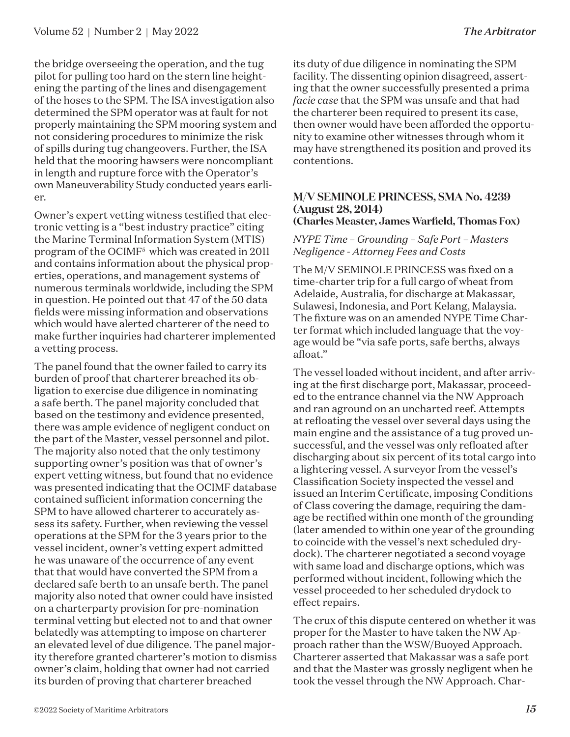the bridge overseeing the operation, and the tug pilot for pulling too hard on the stern line heightening the parting of the lines and disengagement of the hoses to the SPM. The ISA investigation also determined the SPM operator was at fault for not properly maintaining the SPM mooring system and not considering procedures to minimize the risk of spills during tug changeovers. Further, the ISA held that the mooring hawsers were noncompliant in length and rupture force with the Operator's own Maneuverability Study conducted years earlier.

Owner's expert vetting witness testified that electronic vetting is a "best industry practice" citing the Marine Terminal Information System (MTIS) program of the OCIMF[5] which was created in 2011 and contains information about the physical properties, operations, and management systems of numerous terminals worldwide, including the SPM in question. He pointed out that 47 of the 50 data fields were missing information and observations which would have alerted charterer of the need to make further inquiries had charterer implemented a vetting process.

The panel found that the owner failed to carry its burden of proof that charterer breached its obligation to exercise due diligence in nominating a safe berth. The panel majority concluded that based on the testimony and evidence presented, there was ample evidence of negligent conduct on the part of the Master, vessel personnel and pilot. The majority also noted that the only testimony supporting owner's position was that of owner's expert vetting witness, but found that no evidence was presented indicating that the OCIMF database contained sufficient information concerning the SPM to have allowed charterer to accurately assess its safety. Further, when reviewing the vessel operations at the SPM for the 3 years prior to the vessel incident, owner's vetting expert admitted he was unaware of the occurrence of any event that that would have converted the SPM from a declared safe berth to an unsafe berth. The panel majority also noted that owner could have insisted on a charterparty provision for pre-nomination terminal vetting but elected not to and that owner belatedly was attempting to impose on charterer an elevated level of due diligence. The panel majority therefore granted charterer's motion to dismiss owner's claim, holding that owner had not carried its burden of proving that charterer breached its duty of due diligence in nominating the SPM facility. The dissenting opinion disagreed, asserting that the owner successfully presented a prima *facie case* that the SPM was unsafe and that had the charterer been required to present its case, then owner would have been afforded the opportunity to examine other witnesses through whom it may have strengthened its position and proved its contentions.

### M/V SEMINOLE PRINCESS, SMA No. 4239 (August 28, 2014) (Charles Measter, James Warfield, Thomas Fox)

*NYPE Time – Grounding – Safe Port – Masters Negligence - Attorney Fees and Costs*

The M/V SEMINOLE PRINCESS was fixed on a time-charter trip for a full cargo of wheat from Adelaide, Australia, for discharge at Makassar, Sulawesi, Indonesia, and Port Kelang, Malaysia. The fixture was on an amended NYPE Time Charter format which included language that the voyage would be "via safe ports, safe berths, always afloat."

The vessel loaded without incident, and after arriving at the first discharge port, Makassar, proceeded to the entrance channel via the NW Approach and ran aground on an uncharted reef. Attempts at refloating the vessel over several days using the main engine and the assistance of a tug proved unsuccessful, and the vessel was only refloated after discharging about six percent of its total cargo into a lightering vessel. A surveyor from the vessel's Classification Society inspected the vessel and issued an Interim Certificate, imposing Conditions of Class covering the damage, requiring the damage be rectified within one month of the grounding (later amended to within one year of the grounding to coincide with the vessel's next scheduled drydock). The charterer negotiated a second voyage with same load and discharge options, which was performed without incident, following which the vessel proceeded to her scheduled drydock to effect repairs.

The crux of this dispute centered on whether it was proper for the Master to have taken the NW Approach rather than the WSW/Buoyed Approach. Charterer asserted that Makassar was a safe port and that the Master was grossly negligent when he took the vessel through the NW Approach. Char-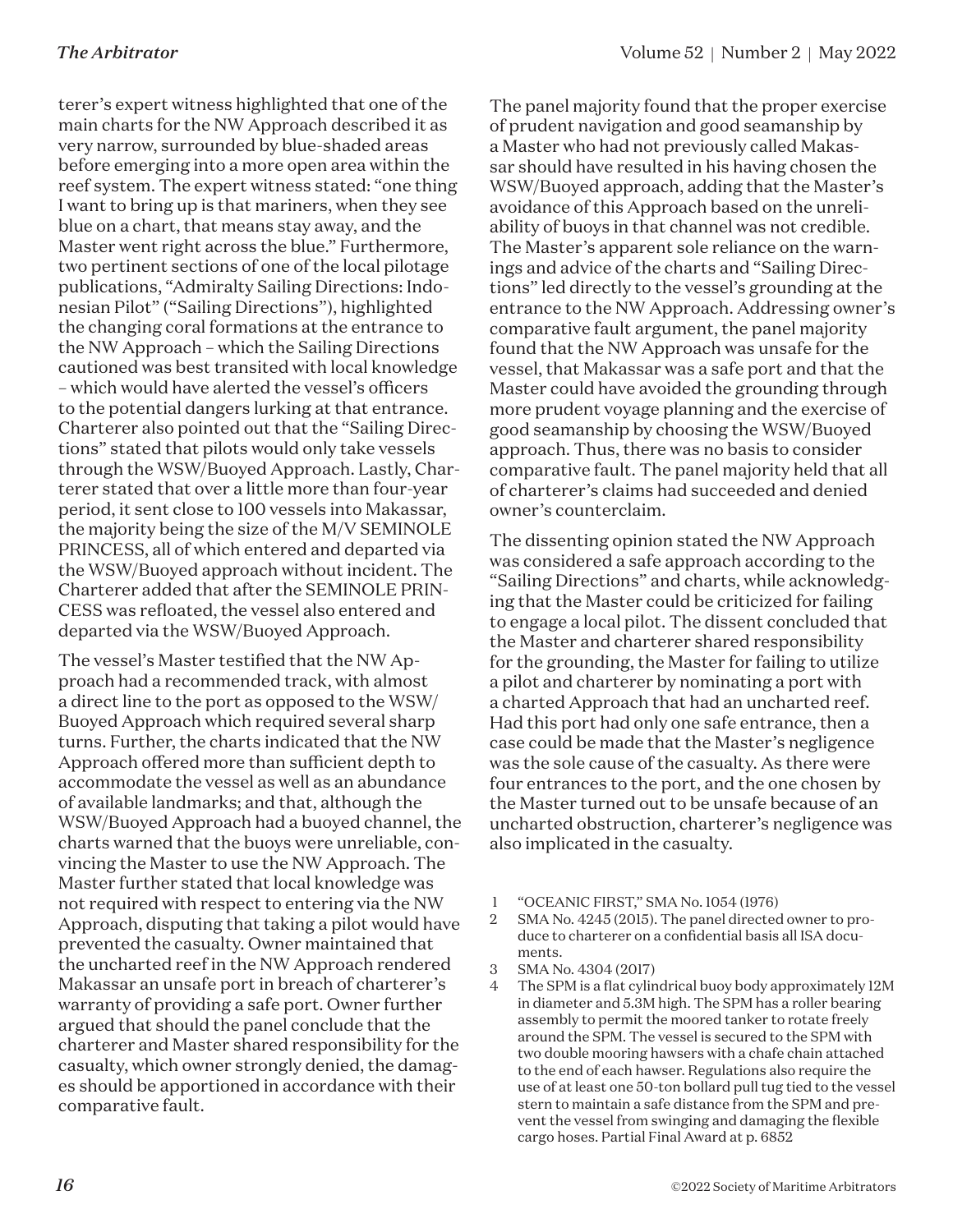terer's expert witness highlighted that one of the main charts for the NW Approach described it as very narrow, surrounded by blue-shaded areas before emerging into a more open area within the reef system. The expert witness stated: "one thing I want to bring up is that mariners, when they see blue on a chart, that means stay away, and the Master went right across the blue." Furthermore, two pertinent sections of one of the local pilotage publications, "Admiralty Sailing Directions: Indonesian Pilot" ("Sailing Directions"), highlighted the changing coral formations at the entrance to the NW Approach – which the Sailing Directions cautioned was best transited with local knowledge – which would have alerted the vessel's officers to the potential dangers lurking at that entrance. Charterer also pointed out that the "Sailing Directions" stated that pilots would only take vessels through the WSW/Buoyed Approach. Lastly, Charterer stated that over a little more than four-year period, it sent close to 100 vessels into Makassar, the majority being the size of the M/V SEMINOLE PRINCESS, all of which entered and departed via the WSW/Buoyed approach without incident. The Charterer added that after the SEMINOLE PRINCESS was refloated, the vessel also entered and departed via the WSW/Buoyed Approach.

The vessel's Master testified that the NW Approach had a recommended track, with almost a direct line to the port as opposed to the WSW/Buoyed Approach which required several sharp turns. Further, the charts indicated that the NW Approach offered more than sufficient depth to accommodate the vessel as well as an abundance of available landmarks; and that, although the WSW/Buoyed Approach had a buoyed channel, the charts warned that the buoys were unreliable, convincing the Master to use the NW Approach. The Master further stated that local knowledge was not required with respect to entering via the NW Approach, disputing that taking a pilot would have prevented the casualty. Owner maintained that the uncharted reef in the NW Approach rendered Makassar an unsafe port in breach of charterer's warranty of providing a safe port. Owner further argued that should the panel conclude that the charterer and Master shared responsibility for the casualty, which owner strongly denied, the damages should be apportioned in accordance with their comparative fault.

The panel majority found that the proper exercise of prudent navigation and good seamanship by a Master who had not previously called Makassar should have resulted in his having chosen the WSW/Buoyed approach, adding that the Master's avoidance of this Approach based on the unreliability of buoys in that channel was not credible. The Master's apparent sole reliance on the warnings and advice of the charts and "Sailing Directions" led directly to the vessel's grounding at the entrance to the NW Approach. Addressing owner's comparative fault argument, the panel majority found that the NW Approach was unsafe for the vessel, that Makassar was a safe port and that the Master could have avoided the grounding through more prudent voyage planning and the exercise of good seamanship by choosing the WSW/Buoyed approach. Thus, there was no basis to consider comparative fault. The panel majority held that all of charterer's claims had succeeded and denied owner's counterclaim.

The dissenting opinion stated the NW Approach was considered a safe approach according to the "Sailing Directions" and charts, while acknowledging that the Master could be criticized for failing to engage a local pilot. The dissent concluded that the Master and charterer shared responsibility for the grounding, the Master for failing to utilize a pilot and charterer by nominating a port with a charted Approach that had an uncharted reef. Had this port had only one safe entrance, then a case could be made that the Master's negligence was the sole cause of the casualty. As there were four entrances to the port, and the one chosen by the Master turned out to be unsafe because of an uncharted obstruction, charterer's negligence was also implicated in the casualty.

1. "OCEANIC FIRST," SMA No. 1054 (1976)
2. SMA No. 4245 (2015). The panel directed owner to produce to charterer on a confidential basis all ISA documents.
3. SMA No. 4304 (2017)
4. The SPM is a flat cylindrical buoy body approximately 12M in diameter and 5.3M high. The SPM has a roller bearing assembly to permit the moored tanker to rotate freely around the SPM. The vessel is secured to the SPM with two double mooring hawsers with a chafe chain attached to the end of each hawser. Regulations also require the use of at least one 50-ton bollard pull tug tied to the vessel stern to maintain a safe distance from the SPM and prevent the vessel from swinging and damaging the flexible cargo hoses. Partial Final Award at p. 6852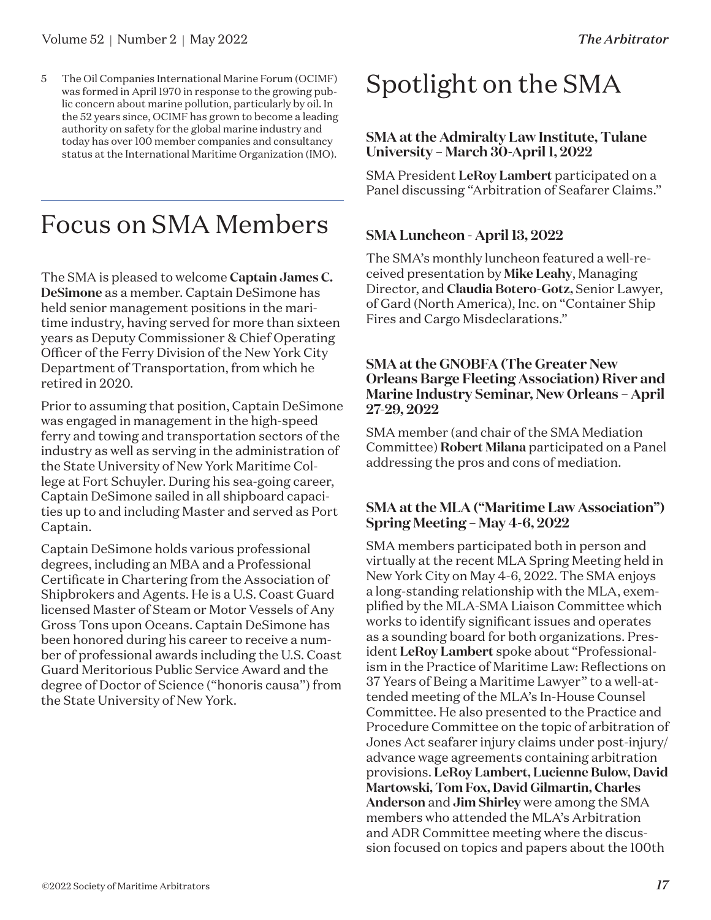5 The Oil Companies International Marine Forum (OCIMF) was formed in April 1970 in response to the growing public concern about marine pollution, particularly by oil. In the 52 years since, OCIMF has grown to become a leading authority on safety for the global marine industry and today has over 100 member companies and consultancy status at the International Maritime Organization (IMO).

# Focus on SMA Members

The SMA is pleased to welcome **Captain James C. DeSimone** as a member. Captain DeSimone has held senior management positions in the maritime industry, having served for more than sixteen years as Deputy Commissioner & Chief Operating Officer of the Ferry Division of the New York City Department of Transportation, from which he retired in 2020.

Prior to assuming that position, Captain DeSimone was engaged in management in the high-speed ferry and towing and transportation sectors of the industry as well as serving in the administration of the State University of New York Maritime College at Fort Schuyler. During his sea-going career, Captain DeSimone sailed in all shipboard capacities up to and including Master and served as Port Captain.

Captain DeSimone holds various professional degrees, including an MBA and a Professional Certificate in Chartering from the Association of Shipbrokers and Agents. He is a U.S. Coast Guard licensed Master of Steam or Motor Vessels of Any Gross Tons upon Oceans. Captain DeSimone has been honored during his career to receive a number of professional awards including the U.S. Coast Guard Meritorious Public Service Award and the degree of Doctor of Science ("honoris causa") from the State University of New York.

# Spotlight on the SMA

### SMA at the Admiralty Law Institute, Tulane University – March 30-April 1, 2022

SMA President **LeRoy Lambert** participated on a Panel discussing "Arbitration of Seafarer Claims."

### SMA Luncheon - April 13, 2022

The SMA's monthly luncheon featured a well-received presentation by **Mike Leahy**, Managing Director, and **Claudia Botero-Gotz,** Senior Lawyer, of Gard (North America), Inc. on "Container Ship Fires and Cargo Misdeclarations."

### SMA at the GNOBFA (The Greater New Orleans Barge Fleeting Association) River and Marine Industry Seminar, New Orleans – April 27-29, 2022

SMA member (and chair of the SMA Mediation Committee) **Robert Milana** participated on a Panel addressing the pros and cons of mediation.

### SMA at the MLA ("Maritime Law Association") Spring Meeting – May 4-6, 2022

SMA members participated both in person and virtually at the recent MLA Spring Meeting held in New York City on May 4-6, 2022. The SMA enjoys a long-standing relationship with the MLA, exemplified by the MLA-SMA Liaison Committee which works to identify significant issues and operates as a sounding board for both organizations. President **LeRoy Lambert** spoke about "Professionalism in the Practice of Maritime Law: Reflections on 37 Years of Being a Maritime Lawyer" to a well-attended meeting of the MLA's In-House Counsel Committee. He also presented to the Practice and Procedure Committee on the topic of arbitration of Jones Act seafarer injury claims under post-injury/advance wage agreements containing arbitration provisions. **LeRoy Lambert, Lucienne Bulow, David Martowski, Tom Fox, David Gilmartin, Charles Anderson** and **Jim Shirley** were among the SMA members who attended the MLA's Arbitration and ADR Committee meeting where the discussion focused on topics and papers about the 100th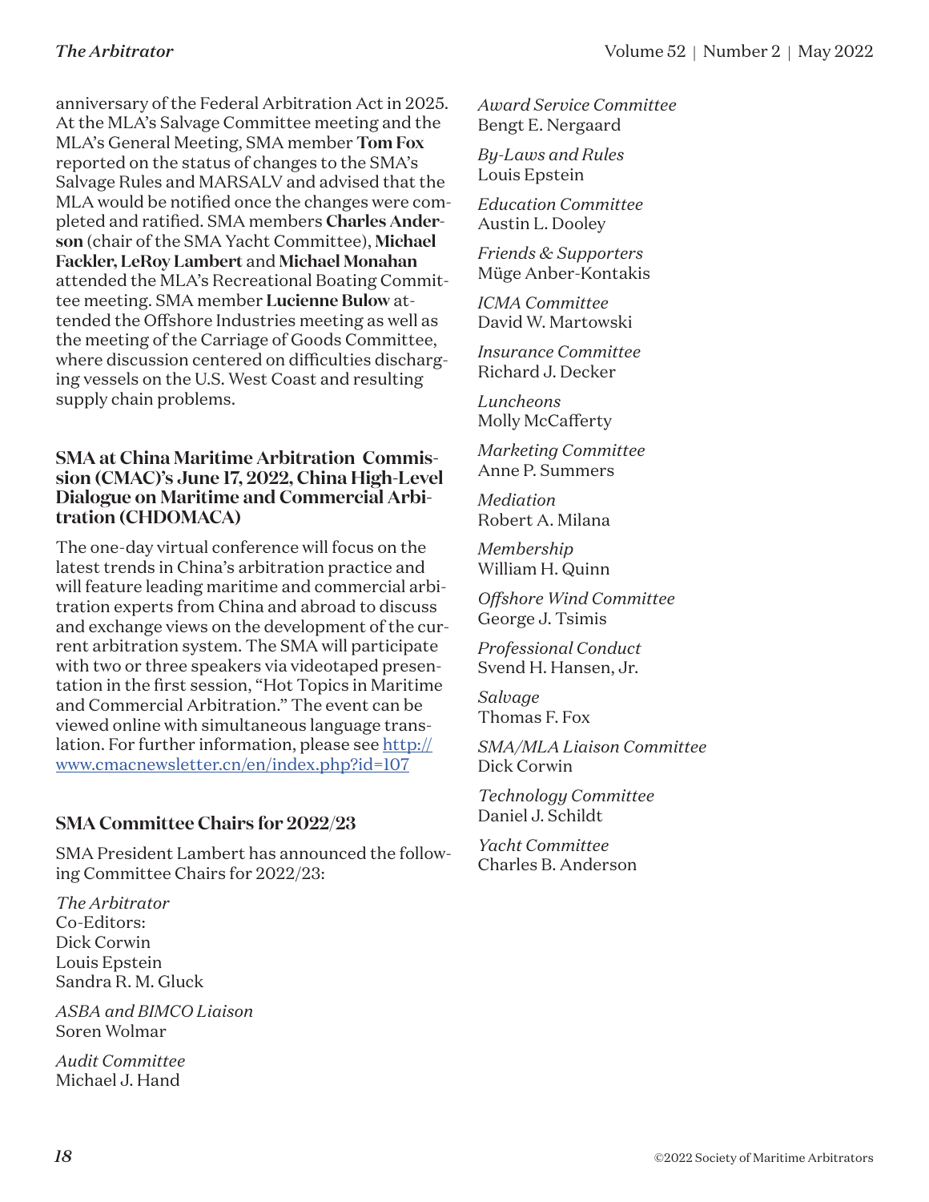anniversary of the Federal Arbitration Act in 2025. At the MLA's Salvage Committee meeting and the MLA's General Meeting, SMA member **Tom Fox** reported on the status of changes to the SMA's Salvage Rules and MARSALV and advised that the MLA would be notified once the changes were completed and ratified. SMA members **Charles Anderson** (chair of the SMA Yacht Committee), **Michael Fackler, LeRoy Lambert** and **Michael Monahan** attended the MLA's Recreational Boating Committee meeting. SMA member **Lucienne Bulow** attended the Offshore Industries meeting as well as the meeting of the Carriage of Goods Committee, where discussion centered on difficulties discharging vessels on the U.S. West Coast and resulting supply chain problems.

### SMA at China Maritime Arbitration Commission (CMAC)'s June 17, 2022, China High-Level Dialogue on Maritime and Commercial Arbitration (CHDOMACA)

The one-day virtual conference will focus on the latest trends in China's arbitration practice and will feature leading maritime and commercial arbitration experts from China and abroad to discuss and exchange views on the development of the current arbitration system. The SMA will participate with two or three speakers via videotaped presentation in the first session, "Hot Topics in Maritime and Commercial Arbitration." The event can be viewed online with simultaneous language translation. For further information, please see [http://www.cmacnewsletter.cn/en/index.php?id=107](http://www.cmacnewsletter.cn/en/index.php?id=107)

### SMA Committee Chairs for 2022/23

SMA President Lambert has announced the following Committee Chairs for 2022/23:

*The Arbitrator*
Co-Editors:
Dick Corwin
Louis Epstein
Sandra R. M. Gluck

*ASBA and BIMCO Liaison*
Soren Wolmar

*Audit Committee*
Michael J. Hand

*Award Service Committee*
Bengt E. Nergaard

*By-Laws and Rules*
Louis Epstein

*Education Committee*
Austin L. Dooley

*Friends & Supporters*
Müge Anber-Kontakis

*ICMA Committee*
David W. Martowski

*Insurance Committee*
Richard J. Decker

*Luncheons*
Molly McCafferty

*Marketing Committee*
Anne P. Summers

*Mediation*
Robert A. Milana

*Membership*
William H. Quinn

*Offshore Wind Committee*
George J. Tsimis

*Professional Conduct*
Svend H. Hansen, Jr.

*Salvage*
Thomas F. Fox

*SMA/MLA Liaison Committee*
Dick Corwin

*Technology Committee*
Daniel J. Schildt

*Yacht Committee*
Charles B. Anderson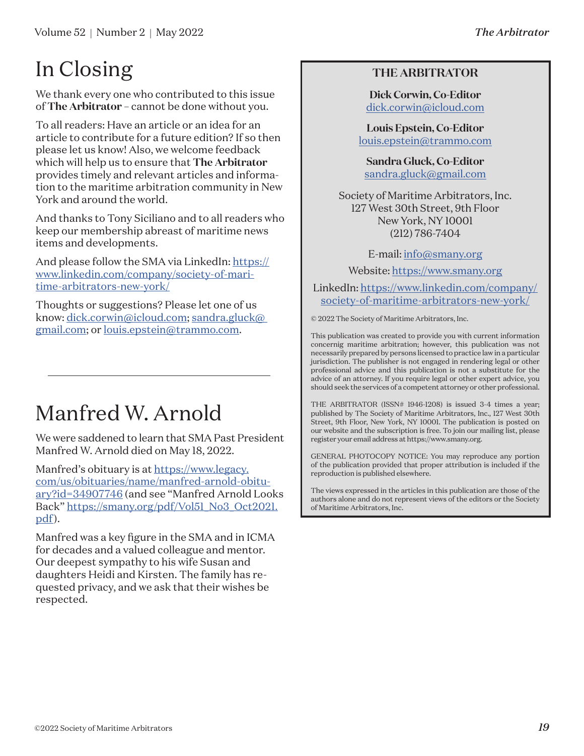# In Closing

We thank every one who contributed to this issue of **The Arbitrator** – cannot be done without you.

To all readers: Have an article or an idea for an article to contribute for a future edition? If so then please let us know! Also, we welcome feedback which will help us to ensure that **The Arbitrator** provides timely and relevant articles and information to the maritime arbitration community in New York and around the world.

And thanks to Tony Siciliano and to all readers who keep our membership abreast of maritime news items and developments.

And please follow the SMA via LinkedIn: https://www.linkedin.com/company/society-of-maritime-arbitrators-new-york/

Thoughts or suggestions? Please let one of us know: dick.corwin@icloud.com; sandra.gluck@gmail.com; or louis.epstein@trammo.com.

---

# Manfred W. Arnold

We were saddened to learn that SMA Past President Manfred W. Arnold died on May 18, 2022.

Manfred's obituary is at https://www.legacy.com/us/obituaries/name/manfred-arnold-obituary?id=34907746 (and see "Manfred Arnold Looks Back" https://smany.org/pdf/Vol51_No3_Oct2021.pdf).

Manfred was a key figure in the SMA and in ICMA for decades and a valued colleague and mentor. Our deepest sympathy to his wife Susan and daughters Heidi and Kirsten. The family has requested privacy, and we ask that their wishes be respected.

---

**THE ARBITRATOR**

**Dick Corwin, Co-Editor**
dick.corwin@icloud.com

**Louis Epstein, Co-Editor**
louis.epstein@trammo.com

**Sandra Gluck, Co-Editor**
sandra.gluck@gmail.com

Society of Maritime Arbitrators, Inc.
127 West 30th Street, 9th Floor
New York, NY 10001
(212) 786-7404

E-mail: info@smany.org

Website: https://www.smany.org

LinkedIn: https://www.linkedin.com/company/society-of-maritime-arbitrators-new-york/

© 2022 The Society of Maritime Arbitrators, Inc.

This publication was created to provide you with current information concernig maritime arbitration; however, this publication was not necessarily prepared by persons licensed to practice law in a particular jurisdiction. The publisher is not engaged in rendering legal or other professional advice and this publication is not a substitute for the advice of an attorney. If you require legal or other expert advice, you should seek the services of a competent attorney or other professional.

THE ARBITRATOR (ISSN# 1946-1208) is issued 3-4 times a year; published by The Society of Maritime Arbitrators, Inc., 127 West 30th Street, 9th Floor, New York, NY 10001. The publication is posted on our website and the subscription is free. To join our mailing list, please register your email address at https://www.smany.org.

GENERAL PHOTOCOPY NOTICE: You may reproduce any portion of the publication provided that proper attribution is included if the reproduction is published elsewhere.

The views expressed in the articles in this publication are those of the authors alone and do not represent views of the editors or the Society of Maritime Arbitrators, Inc.